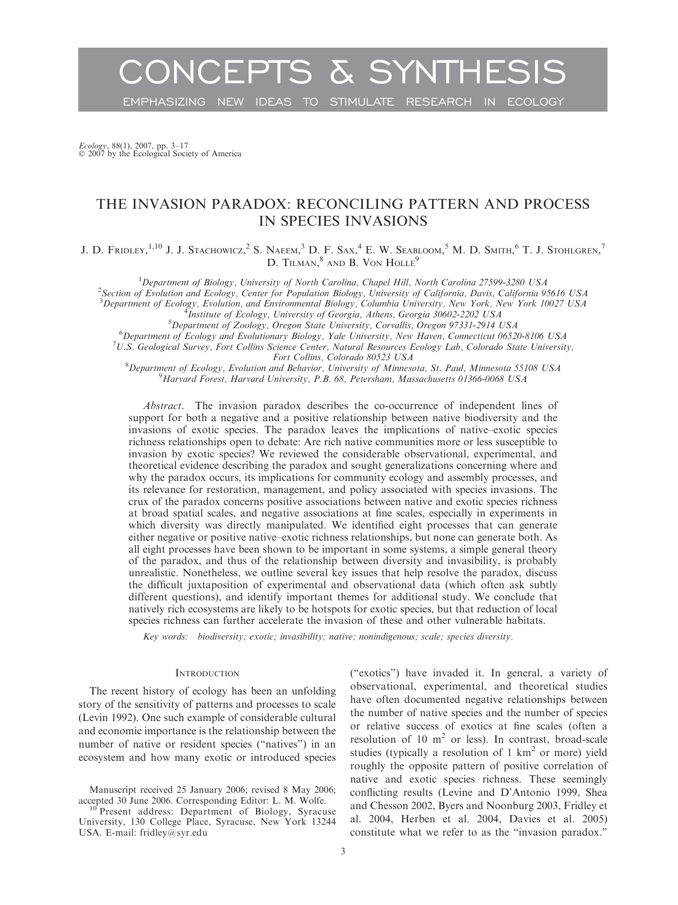# CONCEPTS & SYNTHESIS

EMPHASIZING NEW IDEAS TO STIMULATE RESEARCH IN ECOLOGY

*Ecology*, 88(1), 2007, pp. 3–17
© 2007 by the Ecological Society of America

## THE INVASION PARADOX: RECONCILING PATTERN AND PROCESS IN SPECIES INVASIONS

J. D. Fridley,[1,10] J. J. Stachowicz,[2] S. Naeem,[3] D. F. Sax,[4] E. W. Seabloom,[5] M. D. Smith,[6] T. J. Stohlgren,[7] D. Tilman,[8] and B. Von Holle[9]

[1]Department of Biology, University of North Carolina, Chapel Hill, North Carolina 27599-3280 USA
[2]Section of Evolution and Ecology, Center for Population Biology, University of California, Davis, California 95616 USA
[3]Department of Ecology, Evolution, and Environmental Biology, Columbia University, New York, New York 10027 USA
[4]Institute of Ecology, University of Georgia, Athens, Georgia 30602-2202 USA
[5]Department of Zoology, Oregon State University, Corvallis, Oregon 97331-2914 USA
[6]Department of Ecology and Evolutionary Biology, Yale University, New Haven, Connecticut 06520-8106 USA
[7]U.S. Geological Survey, Fort Collins Science Center, Natural Resources Ecology Lab, Colorado State University, Fort Collins, Colorado 80523 USA
[8]Department of Ecology, Evolution and Behavior, University of Minnesota, St. Paul, Minnesota 55108 USA
[9]Harvard Forest, Harvard University, P.B. 68, Petersham, Massachusetts 01366-0068 USA

*Abstract*. The invasion paradox describes the co-occurrence of independent lines of support for both a negative and a positive relationship between native biodiversity and the invasions of exotic species. The paradox leaves the implications of native–exotic species richness relationships open to debate: Are rich native communities more or less susceptible to invasion by exotic species? We reviewed the considerable observational, experimental, and theoretical evidence describing the paradox and sought generalizations concerning where and why the paradox occurs, its implications for community ecology and assembly processes, and its relevance for restoration, management, and policy associated with species invasions. The crux of the paradox concerns positive associations between native and exotic species richness at broad spatial scales, and negative associations at fine scales, especially in experiments in which diversity was directly manipulated. We identified eight processes that can generate either negative or positive native–exotic richness relationships, but none can generate both. As all eight processes have been shown to be important in some systems, a simple general theory of the paradox, and thus of the relationship between diversity and invasibility, is probably unrealistic. Nonetheless, we outline several key issues that help resolve the paradox, discuss the difficult juxtaposition of experimental and observational data (which often ask subtly different questions), and identify important themes for additional study. We conclude that natively rich ecosystems are likely to be hotspots for exotic species, but that reduction of local species richness can further accelerate the invasion of these and other vulnerable habitats.

*Key words*: biodiversity; exotic; invasibility; native; nonindigenous; scale; species diversity.

### Introduction

The recent history of ecology has been an unfolding story of the sensitivity of patterns and processes to scale (Levin 1992). One such example of considerable cultural and economic importance is the relationship between the number of native or resident species ("natives") in an ecosystem and how many exotic or introduced species ("exotics") have invaded it. In general, a variety of observational, experimental, and theoretical studies have often documented negative relationships between the number of native species and the number of species or relative success of exotics at fine scales (often a resolution of 10 $m^2$ or less). In contrast, broad-scale studies (typically a resolution of 1 $km^2$ or more) yield roughly the opposite pattern of positive correlation of native and exotic species richness. These seemingly conflicting results (Levine and D'Antonio 1999, Shea and Chesson 2002, Byers and Noonburg 2003, Fridley et al. 2004, Herben et al. 2004, Davies et al. 2005) constitute what we refer to as the "invasion paradox."

Manuscript received 25 January 2006; revised 8 May 2006; accepted 30 June 2006. Corresponding Editor: L. M. Wolfe.

[10] Present address: Department of Biology, Syracuse University, 130 College Place, Syracuse, New York 13244 USA. E-mail: fridley@syr.edu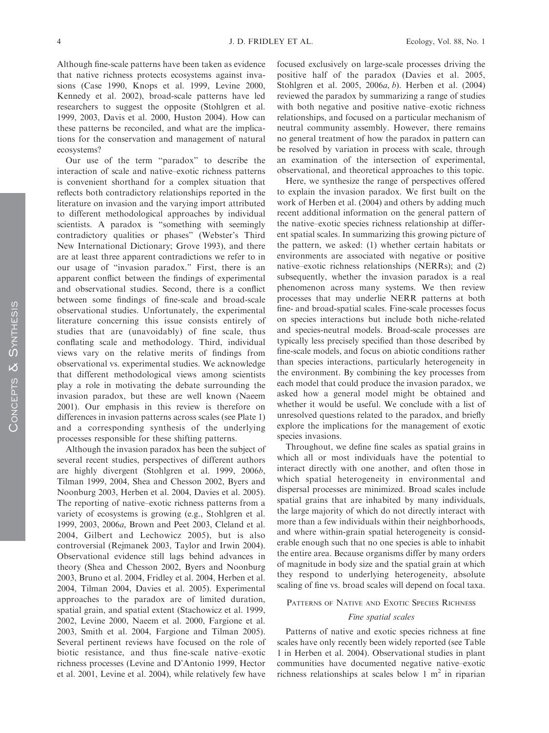Although fine-scale patterns have been taken as evidence that native richness protects ecosystems against invasions (Case 1990, Knops et al. 1999, Levine 2000, Kennedy et al. 2002), broad-scale patterns have led researchers to suggest the opposite (Stohlgren et al. 1999, 2003, Davis et al. 2000, Huston 2004). How can these patterns be reconciled, and what are the implications for the conservation and management of natural ecosystems?

Our use of the term "paradox" to describe the interaction of scale and native–exotic richness patterns is convenient shorthand for a complex situation that reflects both contradictory relationships reported in the literature on invasion and the varying import attributed to different methodological approaches by individual scientists. A paradox is "something with seemingly contradictory qualities or phases" (Webster's Third New International Dictionary; Grove 1993), and there are at least three apparent contradictions we refer to in our usage of "invasion paradox." First, there is an apparent conflict between the findings of experimental and observational studies. Second, there is a conflict between some findings of fine-scale and broad-scale observational studies. Unfortunately, the experimental literature concerning this issue consists entirely of studies that are (unavoidably) of fine scale, thus conflating scale and methodology. Third, individual views vary on the relative merits of findings from observational vs. experimental studies. We acknowledge that different methodological views among scientists play a role in motivating the debate surrounding the invasion paradox, but these are well known (Naeem 2001). Our emphasis in this review is therefore on differences in invasion patterns across scales (see Plate 1) and a corresponding synthesis of the underlying processes responsible for these shifting patterns.

Although the invasion paradox has been the subject of several recent studies, perspectives of different authors are highly divergent (Stohlgren et al. 1999, 2006*b*, Tilman 1999, 2004, Shea and Chesson 2002, Byers and Noonburg 2003, Herben et al. 2004, Davies et al. 2005). The reporting of native–exotic richness patterns from a variety of ecosystems is growing (e.g., Stohlgren et al. 1999, 2003, 2006*a*, Brown and Peet 2003, Cleland et al. 2004, Gilbert and Lechowicz 2005), but is also controversial (Rejmanek 2003, Taylor and Irwin 2004). Observational evidence still lags behind advances in theory (Shea and Chesson 2002, Byers and Noonburg 2003, Bruno et al. 2004, Fridley et al. 2004, Herben et al. 2004, Tilman 2004, Davies et al. 2005). Experimental approaches to the paradox are of limited duration, spatial grain, and spatial extent (Stachowicz et al. 1999, 2002, Levine 2000, Naeem et al. 2000, Fargione et al. 2003, Smith et al. 2004, Fargione and Tilman 2005). Several pertinent reviews have focused on the role of biotic resistance, and thus fine-scale native–exotic richness processes (Levine and D'Antonio 1999, Hector et al. 2001, Levine et al. 2004), while relatively few have focused exclusively on large-scale processes driving the positive half of the paradox (Davies et al. 2005, Stohlgren et al. 2005, 2006*a*, *b*). Herben et al. (2004) reviewed the paradox by summarizing a range of studies with both negative and positive native–exotic richness relationships, and focused on a particular mechanism of neutral community assembly. However, there remains no general treatment of how the paradox in pattern can be resolved by variation in process with scale, through an examination of the intersection of experimental, observational, and theoretical approaches to this topic.

Here, we synthesize the range of perspectives offered to explain the invasion paradox. We first built on the work of Herben et al. (2004) and others by adding much recent additional information on the general pattern of the native–exotic species richness relationship at different spatial scales. In summarizing this growing picture of the pattern, we asked: (1) whether certain habitats or environments are associated with negative or positive native–exotic richness relationships (NERRs); and (2) subsequently, whether the invasion paradox is a real phenomenon across many systems. We then review processes that may underlie NERR patterns at both fine- and broad-spatial scales. Fine-scale processes focus on species interactions but include both niche-related and species-neutral models. Broad-scale processes are typically less precisely specified than those described by fine-scale models, and focus on abiotic conditions rather than species interactions, particularly heterogeneity in the environment. By combining the key processes from each model that could produce the invasion paradox, we asked how a general model might be obtained and whether it would be useful. We conclude with a list of unresolved questions related to the paradox, and briefly explore the implications for the management of exotic species invasions.

Throughout, we define fine scales as spatial grains in which all or most individuals have the potential to interact directly with one another, and often those in which spatial heterogeneity in environmental and dispersal processes are minimized. Broad scales include spatial grains that are inhabited by many individuals, the large majority of which do not directly interact with more than a few individuals within their neighborhoods, and where within-grain spatial heterogeneity is considerable enough such that no one species is able to inhabit the entire area. Because organisms differ by many orders of magnitude in body size and the spatial grain at which they respond to underlying heterogeneity, absolute scaling of fine vs. broad scales will depend on focal taxa.

## Patterns of Native and Exotic Species Richness

### *Fine spatial scales*

Patterns of native and exotic species richness at fine scales have only recently been widely reported (see Table 1 in Herben et al. 2004). Observational studies in plant communities have documented negative native–exotic richness relationships at scales below 1 $m^2$ in riparian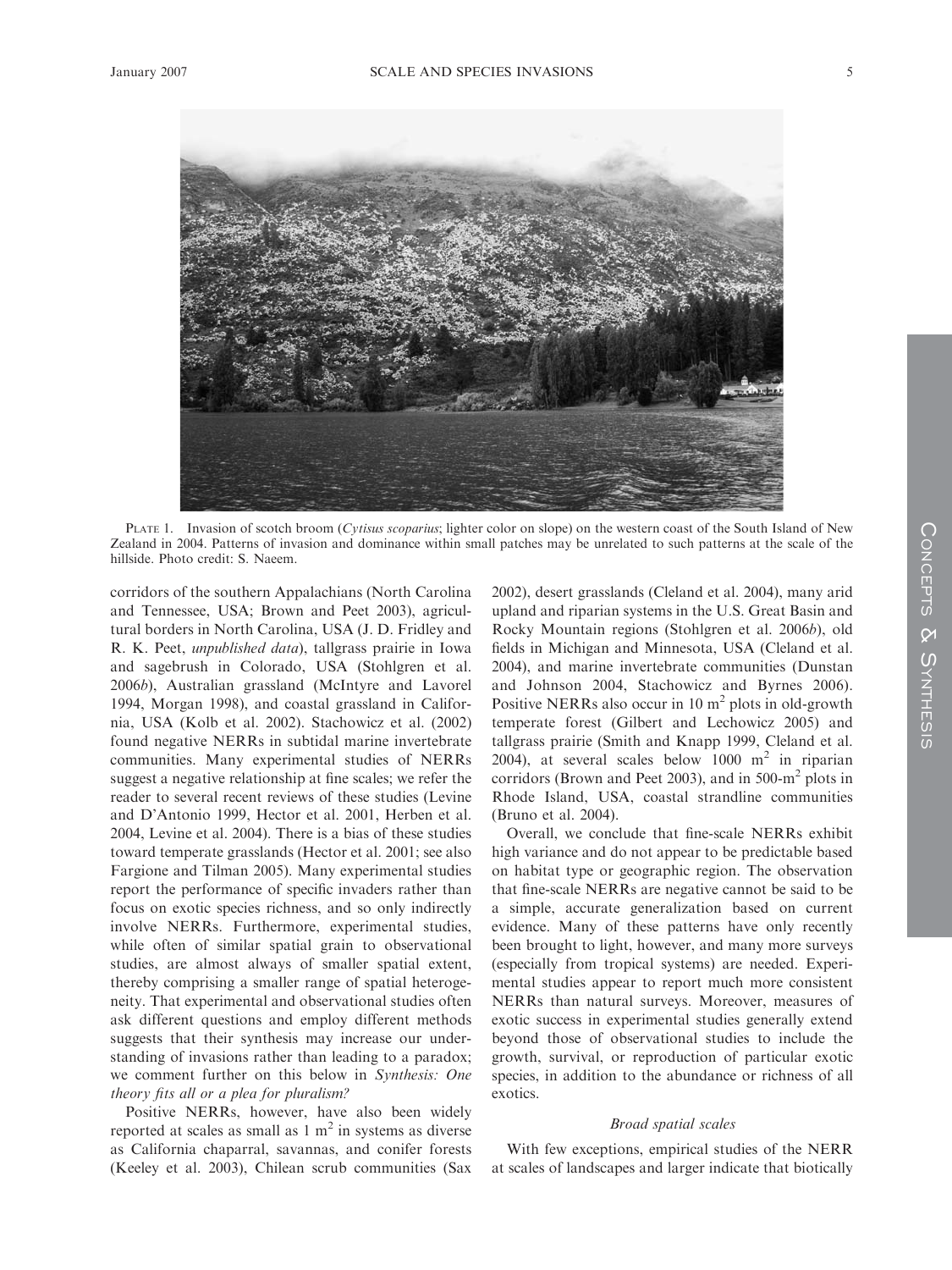PLATE 1. Invasion of scotch broom (*Cytisus scoparius*; lighter color on slope) on the western coast of the South Island of New Zealand in 2004. Patterns of invasion and dominance within small patches may be unrelated to such patterns at the scale of the hillside. Photo credit: S. Naeem.

corridors of the southern Appalachians (North Carolina and Tennessee, USA; Brown and Peet 2003), agricultural borders in North Carolina, USA (J. D. Fridley and R. K. Peet, *unpublished data*), tallgrass prairie in Iowa and sagebrush in Colorado, USA (Stohlgren et al. 2006*b*), Australian grassland (McIntyre and Lavorel 1994, Morgan 1998), and coastal grassland in California, USA (Kolb et al. 2002). Stachowicz et al. (2002) found negative NERRs in subtidal marine invertebrate communities. Many experimental studies of NERRs suggest a negative relationship at fine scales; we refer the reader to several recent reviews of these studies (Levine and D'Antonio 1999, Hector et al. 2001, Herben et al. 2004, Levine et al. 2004). There is a bias of these studies toward temperate grasslands (Hector et al. 2001; see also Fargione and Tilman 2005). Many experimental studies report the performance of specific invaders rather than focus on exotic species richness, and so only indirectly involve NERRs. Furthermore, experimental studies, while often of similar spatial grain to observational studies, are almost always of smaller spatial extent, thereby comprising a smaller range of spatial heterogeneity. That experimental and observational studies often ask different questions and employ different methods suggests that their synthesis may increase our understanding of invasions rather than leading to a paradox; we comment further on this below in *Synthesis: One theory fits all or a plea for pluralism?*

Positive NERRs, however, have also been widely reported at scales as small as 1 $m^2$ in systems as diverse as California chaparral, savannas, and conifer forests (Keeley et al. 2003), Chilean scrub communities (Sax 2002), desert grasslands (Cleland et al. 2004), many arid upland and riparian systems in the U.S. Great Basin and Rocky Mountain regions (Stohlgren et al. 2006*b*), old fields in Michigan and Minnesota, USA (Cleland et al. 2004), and marine invertebrate communities (Dunstan and Johnson 2004, Stachowicz and Byrnes 2006). Positive NERRs also occur in 10 $m^2$ plots in old-growth temperate forest (Gilbert and Lechowicz 2005) and tallgrass prairie (Smith and Knapp 1999, Cleland et al. 2004), at several scales below 1000 $m^2$ in riparian corridors (Brown and Peet 2003), and in 500-$m^2$ plots in Rhode Island, USA, coastal strandline communities (Bruno et al. 2004).

Overall, we conclude that fine-scale NERRs exhibit high variance and do not appear to be predictable based on habitat type or geographic region. The observation that fine-scale NERRs are negative cannot be said to be a simple, accurate generalization based on current evidence. Many of these patterns have only recently been brought to light, however, and many more surveys (especially from tropical systems) are needed. Experimental studies appear to report much more consistent NERRs than natural surveys. Moreover, measures of exotic success in experimental studies generally extend beyond those of observational studies to include the growth, survival, or reproduction of particular exotic species, in addition to the abundance or richness of all exotics.

### *Broad spatial scales*

With few exceptions, empirical studies of the NERR at scales of landscapes and larger indicate that biotically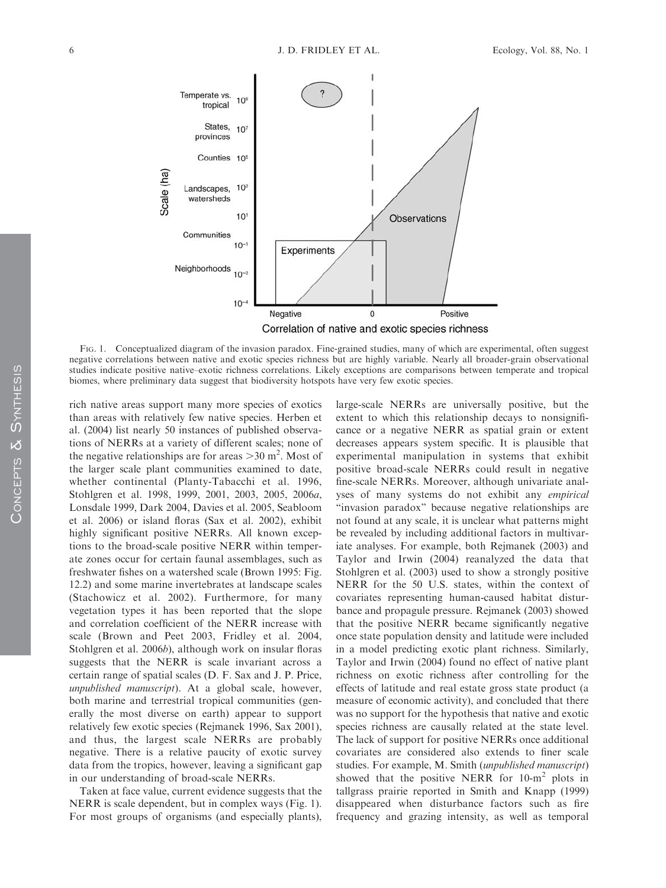FIG. 1. Conceptualized diagram of the invasion paradox. Fine-grained studies, many of which are experimental, often suggest negative correlations between native and exotic species richness but are highly variable. Nearly all broader-grain observational studies indicate positive native–exotic richness correlations. Likely exceptions are comparisons between temperate and tropical biomes, where preliminary data suggest that biodiversity hotspots have very few exotic species.

rich native areas support many more species of exotics than areas with relatively few native species. Herben et al. (2004) list nearly 50 instances of published observations of NERRs at a variety of different scales; none of the negative relationships are for areas $>30$ m$^2$. Most of the larger scale plant communities examined to date, whether continental (Planty-Tabacchi et al. 1996, Stohlgren et al. 1998, 1999, 2001, 2003, 2005, 2006*a*, Lonsdale 1999, Dark 2004, Davies et al. 2005, Seabloom et al. 2006) or island floras (Sax et al. 2002), exhibit highly significant positive NERRs. All known exceptions to the broad-scale positive NERR within temperate zones occur for certain faunal assemblages, such as freshwater fishes on a watershed scale (Brown 1995: Fig. 12.2) and some marine invertebrates at landscape scales (Stachowicz et al. 2002). Furthermore, for many vegetation types it has been reported that the slope and correlation coefficient of the NERR increase with scale (Brown and Peet 2003, Fridley et al. 2004, Stohlgren et al. 2006*b*), although work on insular floras suggests that the NERR is scale invariant across a certain range of spatial scales (D. F. Sax and J. P. Price, *unpublished manuscript*). At a global scale, however, both marine and terrestrial tropical communities (generally the most diverse on earth) appear to support relatively few exotic species (Rejmanek 1996, Sax 2001), and thus, the largest scale NERRs are probably negative. There is a relative paucity of exotic survey data from the tropics, however, leaving a significant gap in our understanding of broad-scale NERRs.

Taken at face value, current evidence suggests that the NERR is scale dependent, but in complex ways (Fig. 1). For most groups of organisms (and especially plants), large-scale NERRs are universally positive, but the extent to which this relationship decays to nonsignificance or a negative NERR as spatial grain or extent decreases appears system specific. It is plausible that experimental manipulation in systems that exhibit positive broad-scale NERRs could result in negative fine-scale NERRs. Moreover, although univariate analyses of many systems do not exhibit any *empirical* "invasion paradox" because negative relationships are not found at any scale, it is unclear what patterns might be revealed by including additional factors in multivariate analyses. For example, both Rejmanek (2003) and Taylor and Irwin (2004) reanalyzed the data that Stohlgren et al. (2003) used to show a strongly positive NERR for the 50 U.S. states, within the context of covariates representing human-caused habitat disturbance and propagule pressure. Rejmanek (2003) showed that the positive NERR became significantly negative once state population density and latitude were included in a model predicting exotic plant richness. Similarly, Taylor and Irwin (2004) found no effect of native plant richness on exotic richness after controlling for the effects of latitude and real estate gross state product (a measure of economic activity), and concluded that there was no support for the hypothesis that native and exotic species richness are causally related at the state level. The lack of support for positive NERRs once additional covariates are considered also extends to finer scale studies. For example, M. Smith (*unpublished manuscript*) showed that the positive NERR for 10-m$^2$ plots in tallgrass prairie reported in Smith and Knapp (1999) disappeared when disturbance factors such as fire frequency and grazing intensity, as well as temporal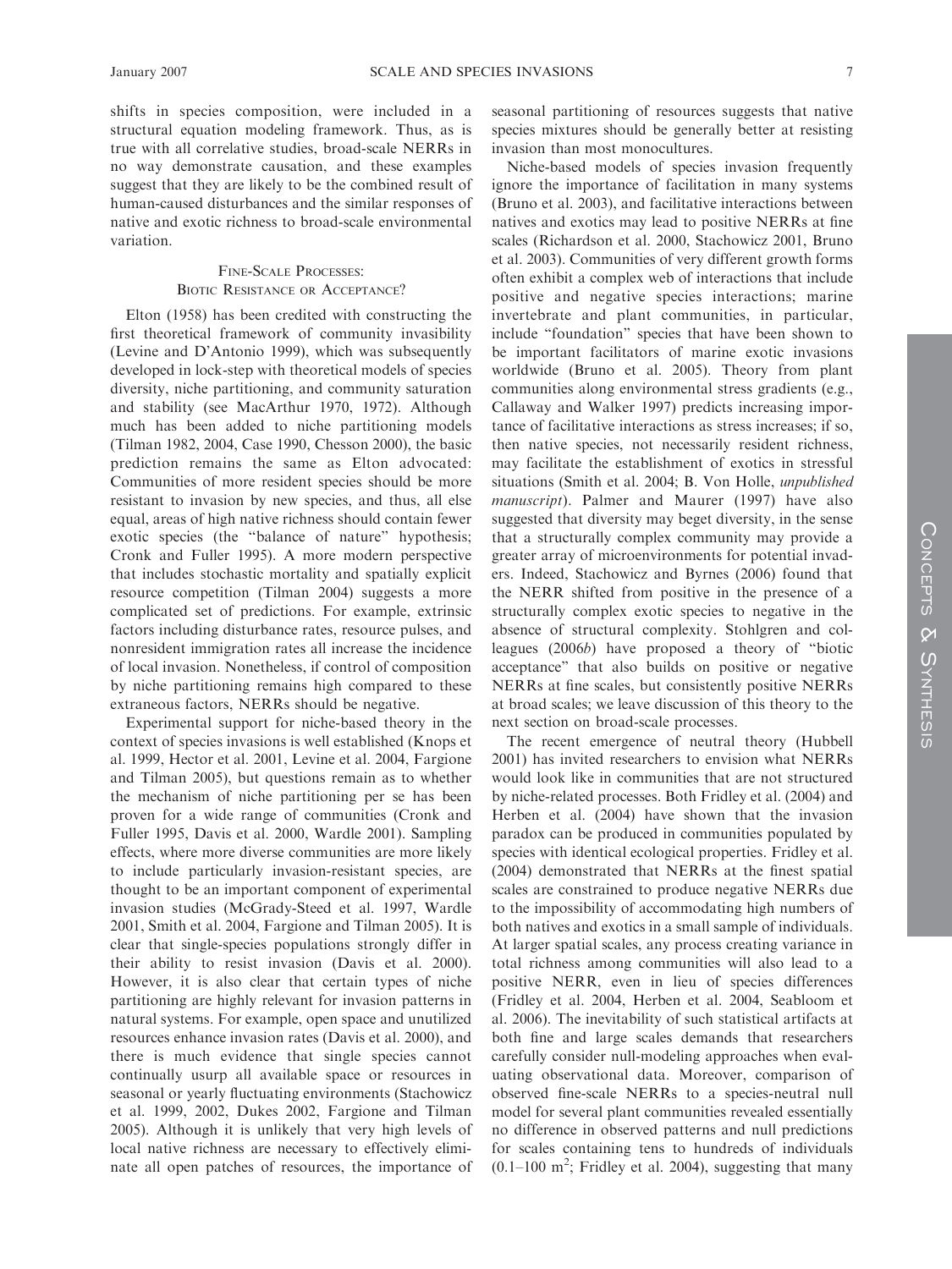shifts in species composition, were included in a structural equation modeling framework. Thus, as is true with all correlative studies, broad-scale NERRs in no way demonstrate causation, and these examples suggest that they are likely to be the combined result of human-caused disturbances and the similar responses of native and exotic richness to broad-scale environmental variation.

## Fine-Scale Processes: Biotic Resistance or Acceptance?

Elton (1958) has been credited with constructing the first theoretical framework of community invasibility (Levine and D'Antonio 1999), which was subsequently developed in lock-step with theoretical models of species diversity, niche partitioning, and community saturation and stability (see MacArthur 1970, 1972). Although much has been added to niche partitioning models (Tilman 1982, 2004, Case 1990, Chesson 2000), the basic prediction remains the same as Elton advocated: Communities of more resident species should be more resistant to invasion by new species, and thus, all else equal, areas of high native richness should contain fewer exotic species (the "balance of nature" hypothesis; Cronk and Fuller 1995). A more modern perspective that includes stochastic mortality and spatially explicit resource competition (Tilman 2004) suggests a more complicated set of predictions. For example, extrinsic factors including disturbance rates, resource pulses, and nonresident immigration rates all increase the incidence of local invasion. Nonetheless, if control of composition by niche partitioning remains high compared to these extraneous factors, NERRs should be negative.

Experimental support for niche-based theory in the context of species invasions is well established (Knops et al. 1999, Hector et al. 2001, Levine et al. 2004, Fargione and Tilman 2005), but questions remain as to whether the mechanism of niche partitioning per se has been proven for a wide range of communities (Cronk and Fuller 1995, Davis et al. 2000, Wardle 2001). Sampling effects, where more diverse communities are more likely to include particularly invasion-resistant species, are thought to be an important component of experimental invasion studies (McGrady-Steed et al. 1997, Wardle 2001, Smith et al. 2004, Fargione and Tilman 2005). It is clear that single-species populations strongly differ in their ability to resist invasion (Davis et al. 2000). However, it is also clear that certain types of niche partitioning are highly relevant for invasion patterns in natural systems. For example, open space and unutilized resources enhance invasion rates (Davis et al. 2000), and there is much evidence that single species cannot continually usurp all available space or resources in seasonal or yearly fluctuating environments (Stachowicz et al. 1999, 2002, Dukes 2002, Fargione and Tilman 2005). Although it is unlikely that very high levels of local native richness are necessary to effectively eliminate all open patches of resources, the importance of seasonal partitioning of resources suggests that native species mixtures should be generally better at resisting invasion than most monocultures.

Niche-based models of species invasion frequently ignore the importance of facilitation in many systems (Bruno et al. 2003), and facilitative interactions between natives and exotics may lead to positive NERRs at fine scales (Richardson et al. 2000, Stachowicz 2001, Bruno et al. 2003). Communities of very different growth forms often exhibit a complex web of interactions that include positive and negative species interactions; marine invertebrate and plant communities, in particular, include "foundation" species that have been shown to be important facilitators of marine exotic invasions worldwide (Bruno et al. 2005). Theory from plant communities along environmental stress gradients (e.g., Callaway and Walker 1997) predicts increasing importance of facilitative interactions as stress increases; if so, then native species, not necessarily resident richness, may facilitate the establishment of exotics in stressful situations (Smith et al. 2004; B. Von Holle, *unpublished manuscript*). Palmer and Maurer (1997) have also suggested that diversity may beget diversity, in the sense that a structurally complex community may provide a greater array of microenvironments for potential invaders. Indeed, Stachowicz and Byrnes (2006) found that the NERR shifted from positive in the presence of a structurally complex exotic species to negative in the absence of structural complexity. Stohlgren and colleagues (2006*b*) have proposed a theory of "biotic acceptance" that also builds on positive or negative NERRs at fine scales, but consistently positive NERRs at broad scales; we leave discussion of this theory to the next section on broad-scale processes.

The recent emergence of neutral theory (Hubbell 2001) has invited researchers to envision what NERRs would look like in communities that are not structured by niche-related processes. Both Fridley et al. (2004) and Herben et al. (2004) have shown that the invasion paradox can be produced in communities populated by species with identical ecological properties. Fridley et al. (2004) demonstrated that NERRs at the finest spatial scales are constrained to produce negative NERRs due to the impossibility of accommodating high numbers of both natives and exotics in a small sample of individuals. At larger spatial scales, any process creating variance in total richness among communities will also lead to a positive NERR, even in lieu of species differences (Fridley et al. 2004, Herben et al. 2004, Seabloom et al. 2006). The inevitability of such statistical artifacts at both fine and large scales demands that researchers carefully consider null-modeling approaches when evaluating observational data. Moreover, comparison of observed fine-scale NERRs to a species-neutral null model for several plant communities revealed essentially no difference in observed patterns and null predictions for scales containing tens to hundreds of individuals (0.1–100 $m^2$; Fridley et al. 2004), suggesting that many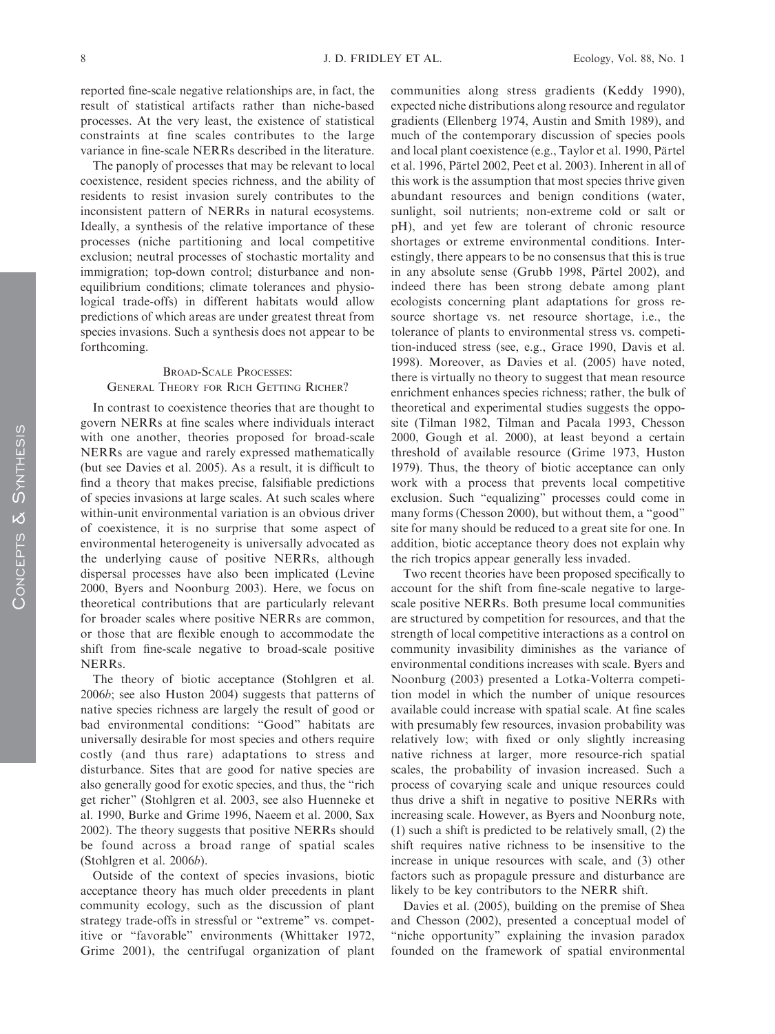reported fine-scale negative relationships are, in fact, the result of statistical artifacts rather than niche-based processes. At the very least, the existence of statistical constraints at fine scales contributes to the large variance in fine-scale NERRs described in the literature.

The panoply of processes that may be relevant to local coexistence, resident species richness, and the ability of residents to resist invasion surely contributes to the inconsistent pattern of NERRs in natural ecosystems. Ideally, a synthesis of the relative importance of these processes (niche partitioning and local competitive exclusion; neutral processes of stochastic mortality and immigration; top-down control; disturbance and non-equilibrium conditions; climate tolerances and physiological trade-offs) in different habitats would allow predictions of which areas are under greatest threat from species invasions. Such a synthesis does not appear to be forthcoming.

## Broad-Scale Processes: General Theory for Rich Getting Richer?

In contrast to coexistence theories that are thought to govern NERRs at fine scales where individuals interact with one another, theories proposed for broad-scale NERRs are vague and rarely expressed mathematically (but see Davies et al. 2005). As a result, it is difficult to find a theory that makes precise, falsifiable predictions of species invasions at large scales. At such scales where within-unit environmental variation is an obvious driver of coexistence, it is no surprise that some aspect of environmental heterogeneity is universally advocated as the underlying cause of positive NERRs, although dispersal processes have also been implicated (Levine 2000, Byers and Noonburg 2003). Here, we focus on theoretical contributions that are particularly relevant for broader scales where positive NERRs are common, or those that are flexible enough to accommodate the shift from fine-scale negative to broad-scale positive NERRs.

The theory of biotic acceptance (Stohlgren et al. 2006*b*; see also Huston 2004) suggests that patterns of native species richness are largely the result of good or bad environmental conditions: "Good" habitats are universally desirable for most species and others require costly (and thus rare) adaptations to stress and disturbance. Sites that are good for native species are also generally good for exotic species, and thus, the "rich get richer" (Stohlgren et al. 2003, see also Huenneke et al. 1990, Burke and Grime 1996, Naeem et al. 2000, Sax 2002). The theory suggests that positive NERRs should be found across a broad range of spatial scales (Stohlgren et al. 2006*b*).

Outside of the context of species invasions, biotic acceptance theory has much older precedents in plant community ecology, such as the discussion of plant strategy trade-offs in stressful or "extreme" vs. competitive or "favorable" environments (Whittaker 1972, Grime 2001), the centrifugal organization of plant communities along stress gradients (Keddy 1990), expected niche distributions along resource and regulator gradients (Ellenberg 1974, Austin and Smith 1989), and much of the contemporary discussion of species pools and local plant coexistence (e.g., Taylor et al. 1990, Pärtel et al. 1996, Pärtel 2002, Peet et al. 2003). Inherent in all of this work is the assumption that most species thrive given abundant resources and benign conditions (water, sunlight, soil nutrients; non-extreme cold or salt or pH), and yet few are tolerant of chronic resource shortages or extreme environmental conditions. Interestingly, there appears to be no consensus that this is true in any absolute sense (Grubb 1998, Pärtel 2002), and indeed there has been strong debate among plant ecologists concerning plant adaptations for gross resource shortage vs. net resource shortage, i.e., the tolerance of plants to environmental stress vs. competition-induced stress (see, e.g., Grace 1990, Davis et al. 1998). Moreover, as Davies et al. (2005) have noted, there is virtually no theory to suggest that mean resource enrichment enhances species richness; rather, the bulk of theoretical and experimental studies suggests the opposite (Tilman 1982, Tilman and Pacala 1993, Chesson 2000, Gough et al. 2000), at least beyond a certain threshold of available resource (Grime 1973, Huston 1979). Thus, the theory of biotic acceptance can only work with a process that prevents local competitive exclusion. Such "equalizing" processes could come in many forms (Chesson 2000), but without them, a "good" site for many should be reduced to a great site for one. In addition, biotic acceptance theory does not explain why the rich tropics appear generally less invaded.

Two recent theories have been proposed specifically to account for the shift from fine-scale negative to large-scale positive NERRs. Both presume local communities are structured by competition for resources, and that the strength of local competitive interactions as a control on community invasibility diminishes as the variance of environmental conditions increases with scale. Byers and Noonburg (2003) presented a Lotka-Volterra competition model in which the number of unique resources available could increase with spatial scale. At fine scales with presumably few resources, invasion probability was relatively low; with fixed or only slightly increasing native richness at larger, more resource-rich spatial scales, the probability of invasion increased. Such a process of covarying scale and unique resources could thus drive a shift in negative to positive NERRs with increasing scale. However, as Byers and Noonburg note, (1) such a shift is predicted to be relatively small, (2) the shift requires native richness to be insensitive to the increase in unique resources with scale, and (3) other factors such as propagule pressure and disturbance are likely to be key contributors to the NERR shift.

Davies et al. (2005), building on the premise of Shea and Chesson (2002), presented a conceptual model of "niche opportunity" explaining the invasion paradox founded on the framework of spatial environmental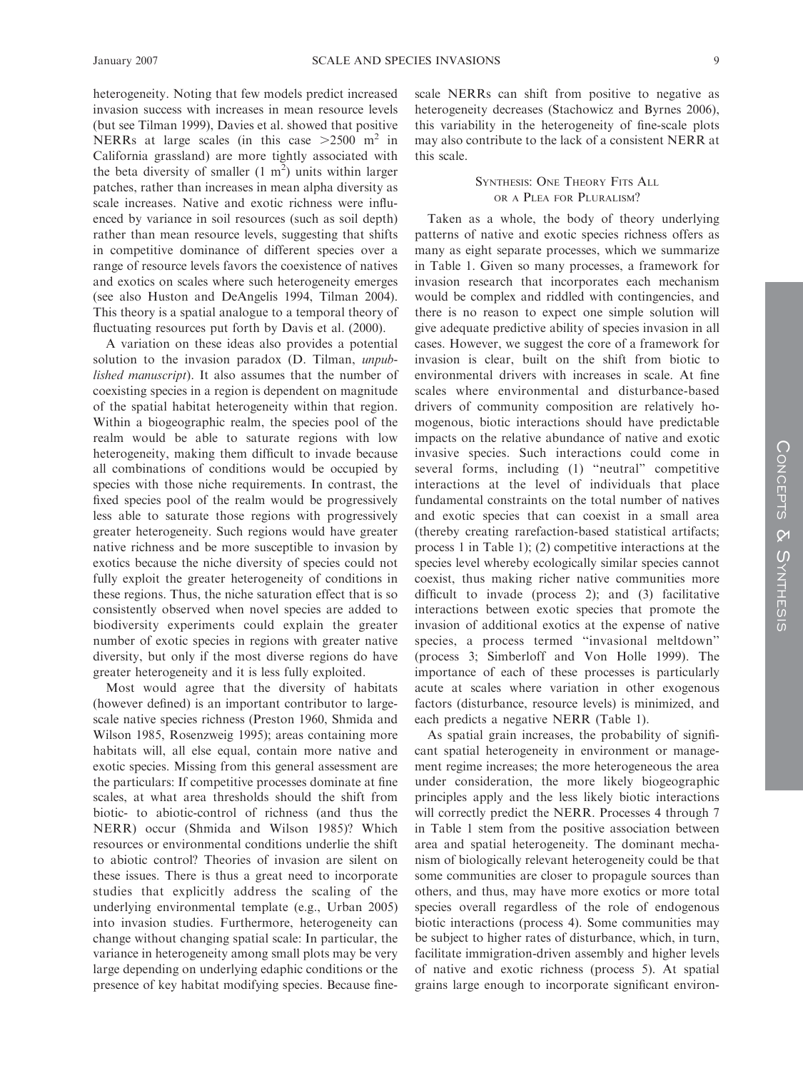heterogeneity. Noting that few models predict increased invasion success with increases in mean resource levels (but see Tilman 1999), Davies et al. showed that positive NERRs at large scales (in this case $>2500$ m$^2$ in California grassland) are more tightly associated with the beta diversity of smaller (1 m$^2$) units within larger patches, rather than increases in mean alpha diversity as scale increases. Native and exotic richness were influenced by variance in soil resources (such as soil depth) rather than mean resource levels, suggesting that shifts in competitive dominance of different species over a range of resource levels favors the coexistence of natives and exotics on scales where such heterogeneity emerges (see also Huston and DeAngelis 1994, Tilman 2004). This theory is a spatial analogue to a temporal theory of fluctuating resources put forth by Davis et al. (2000).

A variation on these ideas also provides a potential solution to the invasion paradox (D. Tilman, *unpublished manuscript*). It also assumes that the number of coexisting species in a region is dependent on magnitude of the spatial habitat heterogeneity within that region. Within a biogeographic realm, the species pool of the realm would be able to saturate regions with low heterogeneity, making them difficult to invade because all combinations of conditions would be occupied by species with those niche requirements. In contrast, the fixed species pool of the realm would be progressively less able to saturate those regions with progressively greater heterogeneity. Such regions would have greater native richness and be more susceptible to invasion by exotics because the niche diversity of species could not fully exploit the greater heterogeneity of conditions in these regions. Thus, the niche saturation effect that is so consistently observed when novel species are added to biodiversity experiments could explain the greater number of exotic species in regions with greater native diversity, but only if the most diverse regions do have greater heterogeneity and it is less fully exploited.

Most would agree that the diversity of habitats (however defined) is an important contributor to large-scale native species richness (Preston 1960, Shmida and Wilson 1985, Rosenzweig 1995); areas containing more habitats will, all else equal, contain more native and exotic species. Missing from this general assessment are the particulars: If competitive processes dominate at fine scales, at what area thresholds should the shift from biotic- to abiotic-control of richness (and thus the NERR) occur (Shmida and Wilson 1985)? Which resources or environmental conditions underlie the shift to abiotic control? Theories of invasion are silent on these issues. There is thus a great need to incorporate studies that explicitly address the scaling of the underlying environmental template (e.g., Urban 2005) into invasion studies. Furthermore, heterogeneity can change without changing spatial scale: In particular, the variance in heterogeneity among small plots may be very large depending on underlying edaphic conditions or the presence of key habitat modifying species. Because fine-scale NERRs can shift from positive to negative as heterogeneity decreases (Stachowicz and Byrnes 2006), this variability in the heterogeneity of fine-scale plots may also contribute to the lack of a consistent NERR at this scale.

## Synthesis: One Theory Fits All or a Plea for Pluralism?

Taken as a whole, the body of theory underlying patterns of native and exotic species richness offers as many as eight separate processes, which we summarize in Table 1. Given so many processes, a framework for invasion research that incorporates each mechanism would be complex and riddled with contingencies, and there is no reason to expect one simple solution will give adequate predictive ability of species invasion in all cases. However, we suggest the core of a framework for invasion is clear, built on the shift from biotic to environmental drivers with increases in scale. At fine scales where environmental and disturbance-based drivers of community composition are relatively homogenous, biotic interactions should have predictable impacts on the relative abundance of native and exotic invasive species. Such interactions could come in several forms, including (1) "neutral" competitive interactions at the level of individuals that place fundamental constraints on the total number of natives and exotic species that can coexist in a small area (thereby creating rarefaction-based statistical artifacts; process 1 in Table 1); (2) competitive interactions at the species level whereby ecologically similar species cannot coexist, thus making richer native communities more difficult to invade (process 2); and (3) facilitative interactions between exotic species that promote the invasion of additional exotics at the expense of native species, a process termed "invasional meltdown" (process 3; Simberloff and Von Holle 1999). The importance of each of these processes is particularly acute at scales where variation in other exogenous factors (disturbance, resource levels) is minimized, and each predicts a negative NERR (Table 1).

As spatial grain increases, the probability of significant spatial heterogeneity in environment or management regime increases; the more heterogeneous the area under consideration, the more likely biogeographic principles apply and the less likely biotic interactions will correctly predict the NERR. Processes 4 through 7 in Table 1 stem from the positive association between area and spatial heterogeneity. The dominant mechanism of biologically relevant heterogeneity could be that some communities are closer to propagule sources than others, and thus, may have more exotics or more total species overall regardless of the role of endogenous biotic interactions (process 4). Some communities may be subject to higher rates of disturbance, which, in turn, facilitate immigration-driven assembly and higher levels of native and exotic richness (process 5). At spatial grains large enough to incorporate significant environ-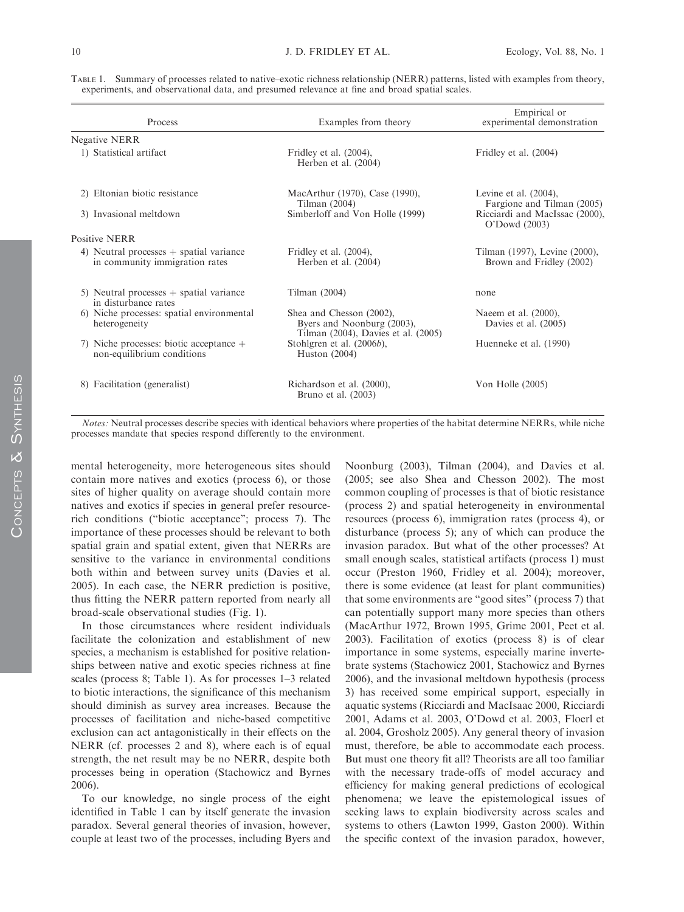Table 1. Summary of processes related to native–exotic richness relationship (NERR) patterns, listed with examples from theory, experiments, and observational data, and presumed relevance at fine and broad spatial scales.

| Process | Examples from theory | Empirical or experimental demonstration |
|---|---|---|
| Negative NERR | | |
| 1) Statistical artifact | Fridley et al. (2004), Herben et al. (2004) | Fridley et al. (2004) |
| 2) Eltonian biotic resistance | MacArthur (1970), Case (1990), Tilman (2004) | Levine et al. (2004), Fargione and Tilman (2005) |
| 3) Invasional meltdown | Simberloff and Von Holle (1999) | Ricciardi and MacIssac (2000), O'Dowd (2003) |
| Positive NERR | | |
| 4) Neutral processes + spatial variance in community immigration rates | Fridley et al. (2004), Herben et al. (2004) | Tilman (1997), Levine (2000), Brown and Fridley (2002) |
| 5) Neutral processes + spatial variance in disturbance rates | Tilman (2004) | none |
| 6) Niche processes: spatial environmental heterogeneity | Shea and Chesson (2002), Byers and Noonburg (2003), Tilman (2004), Davies et al. (2005) | Naeem et al. (2000), Davies et al. (2005) |
| 7) Niche processes: biotic acceptance + non-equilibrium conditions | Stohlgren et al. (2006*b*), Huston (2004) | Huenneke et al. (1990) |
| 8) Facilitation (generalist) | Richardson et al. (2000), Bruno et al. (2003) | Von Holle (2005) |

*Notes:* Neutral processes describe species with identical behaviors where properties of the habitat determine NERRs, while niche processes mandate that species respond differently to the environment.

mental heterogeneity, more heterogeneous sites should contain more natives and exotics (process 6), or those sites of higher quality on average should contain more natives and exotics if species in general prefer resource-rich conditions ("biotic acceptance"; process 7). The importance of these processes should be relevant to both spatial grain and spatial extent, given that NERRs are sensitive to the variance in environmental conditions both within and between survey units (Davies et al. 2005). In each case, the NERR prediction is positive, thus fitting the NERR pattern reported from nearly all broad-scale observational studies (Fig. 1).

In those circumstances where resident individuals facilitate the colonization and establishment of new species, a mechanism is established for positive relationships between native and exotic species richness at fine scales (process 8; Table 1). As for processes 1–3 related to biotic interactions, the significance of this mechanism should diminish as survey area increases. Because the processes of facilitation and niche-based competitive exclusion can act antagonistically in their effects on the NERR (cf. processes 2 and 8), where each is of equal strength, the net result may be no NERR, despite both processes being in operation (Stachowicz and Byrnes 2006).

To our knowledge, no single process of the eight identified in Table 1 can by itself generate the invasion paradox. Several general theories of invasion, however, couple at least two of the processes, including Byers and Noonburg (2003), Tilman (2004), and Davies et al. (2005; see also Shea and Chesson 2002). The most common coupling of processes is that of biotic resistance (process 2) and spatial heterogeneity in environmental resources (process 6), immigration rates (process 4), or disturbance (process 5); any of which can produce the invasion paradox. But what of the other processes? At small enough scales, statistical artifacts (process 1) must occur (Preston 1960, Fridley et al. 2004); moreover, there is some evidence (at least for plant communities) that some environments are "good sites" (process 7) that can potentially support many more species than others (MacArthur 1972, Brown 1995, Grime 2001, Peet et al. 2003). Facilitation of exotics (process 8) is of clear importance in some systems, especially marine invertebrate systems (Stachowicz 2001, Stachowicz and Byrnes 2006), and the invasional meltdown hypothesis (process 3) has received some empirical support, especially in aquatic systems (Ricciardi and MacIsaac 2000, Ricciardi 2001, Adams et al. 2003, O'Dowd et al. 2003, Floerl et al. 2004, Grosholz 2005). Any general theory of invasion must, therefore, be able to accommodate each process. But must one theory fit all? Theorists are all too familiar with the necessary trade-offs of model accuracy and efficiency for making general predictions of ecological phenomena; we leave the epistemological issues of seeking laws to explain biodiversity across scales and systems to others (Lawton 1999, Gaston 2000). Within the specific context of the invasion paradox, however,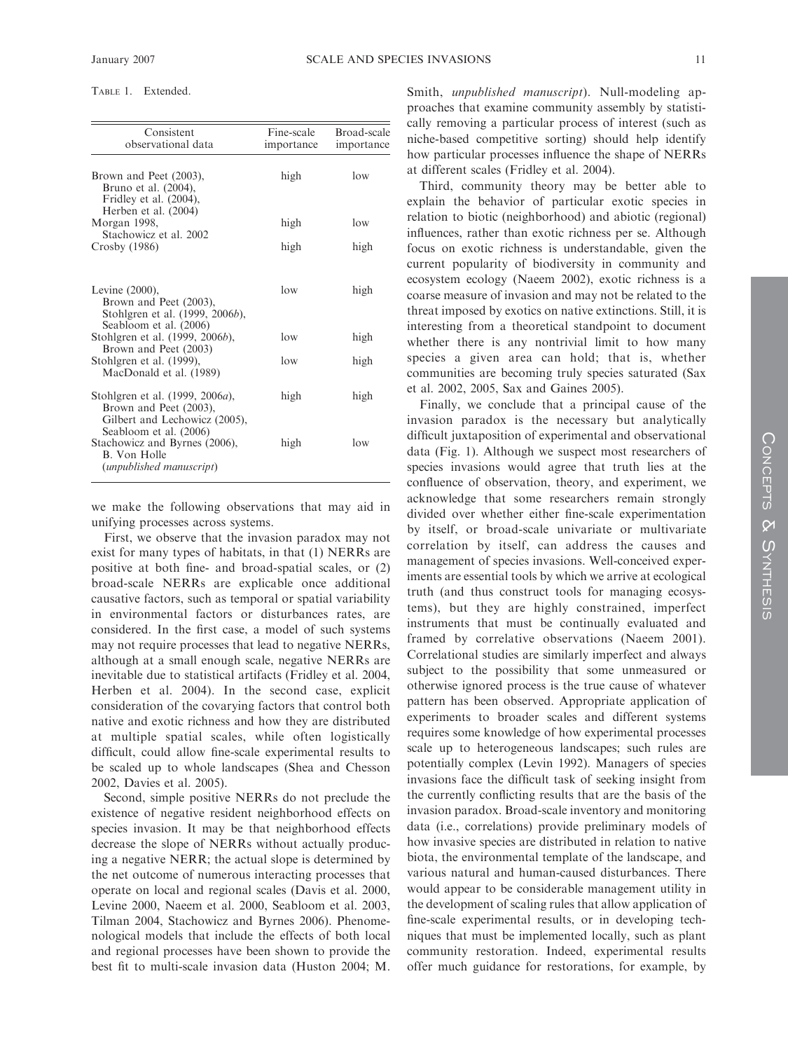Table 1. Extended.

| Consistent observational data | Fine-scale importance | Broad-scale importance |
|---|---|---|
| Brown and Peet (2003), Bruno et al. (2004), Fridley et al. (2004), Herben et al. (2004) | high | low |
| Morgan 1998, Stachowicz et al. 2002 | high | low |
| Crosby (1986) | high | high |
| Levine (2000), Brown and Peet (2003), Stohlgren et al. (1999, 2006*b*), Seabloom et al. (2006) | low | high |
| Stohlgren et al. (1999, 2006*b*), Brown and Peet (2003) | low | high |
| Stohlgren et al. (1999), MacDonald et al. (1989) | low | high |
| Stohlgren et al. (1999, 2006*a*), Brown and Peet (2003), Gilbert and Lechowicz (2005), Seabloom et al. (2006) | high | high |
| Stachowicz and Byrnes (2006), B. Von Holle (*unpublished manuscript*) | high | low |

we make the following observations that may aid in unifying processes across systems.

First, we observe that the invasion paradox may not exist for many types of habitats, in that (1) NERRs are positive at both fine- and broad-spatial scales, or (2) broad-scale NERRs are explicable once additional causative factors, such as temporal or spatial variability in environmental factors or disturbances rates, are considered. In the first case, a model of such systems may not require processes that lead to negative NERRs, although at a small enough scale, negative NERRs are inevitable due to statistical artifacts (Fridley et al. 2004, Herben et al. 2004). In the second case, explicit consideration of the covarying factors that control both native and exotic richness and how they are distributed at multiple spatial scales, while often logistically difficult, could allow fine-scale experimental results to be scaled up to whole landscapes (Shea and Chesson 2002, Davies et al. 2005).

Second, simple positive NERRs do not preclude the existence of negative resident neighborhood effects on species invasion. It may be that neighborhood effects decrease the slope of NERRs without actually producing a negative NERR; the actual slope is determined by the net outcome of numerous interacting processes that operate on local and regional scales (Davis et al. 2000, Levine 2000, Naeem et al. 2000, Seabloom et al. 2003, Tilman 2004, Stachowicz and Byrnes 2006). Phenomenological models that include the effects of both local and regional processes have been shown to provide the best fit to multi-scale invasion data (Huston 2004; M. Smith, *unpublished manuscript*). Null-modeling approaches that examine community assembly by statistically removing a particular process of interest (such as niche-based competitive sorting) should help identify how particular processes influence the shape of NERRs at different scales (Fridley et al. 2004).

Third, community theory may be better able to explain the behavior of particular exotic species in relation to biotic (neighborhood) and abiotic (regional) influences, rather than exotic richness per se. Although focus on exotic richness is understandable, given the current popularity of biodiversity in community and ecosystem ecology (Naeem 2002), exotic richness is a coarse measure of invasion and may not be related to the threat imposed by exotics on native extinctions. Still, it is interesting from a theoretical standpoint to document whether there is any nontrivial limit to how many species a given area can hold; that is, whether communities are becoming truly species saturated (Sax et al. 2002, 2005, Sax and Gaines 2005).

Finally, we conclude that a principal cause of the invasion paradox is the necessary but analytically difficult juxtaposition of experimental and observational data (Fig. 1). Although we suspect most researchers of species invasions would agree that truth lies at the confluence of observation, theory, and experiment, we acknowledge that some researchers remain strongly divided over whether either fine-scale experimentation by itself, or broad-scale univariate or multivariate correlation by itself, can address the causes and management of species invasions. Well-conceived experiments are essential tools by which we arrive at ecological truth (and thus construct tools for managing ecosystems), but they are highly constrained, imperfect instruments that must be continually evaluated and framed by correlative observations (Naeem 2001). Correlational studies are similarly imperfect and always subject to the possibility that some unmeasured or otherwise ignored process is the true cause of whatever pattern has been observed. Appropriate application of experiments to broader scales and different systems requires some knowledge of how experimental processes scale up to heterogeneous landscapes; such rules are potentially complex (Levin 1992). Managers of species invasions face the difficult task of seeking insight from the currently conflicting results that are the basis of the invasion paradox. Broad-scale inventory and monitoring data (i.e., correlations) provide preliminary models of how invasive species are distributed in relation to native biota, the environmental template of the landscape, and various natural and human-caused disturbances. There would appear to be considerable management utility in the development of scaling rules that allow application of fine-scale experimental results, or in developing techniques that must be implemented locally, such as plant community restoration. Indeed, experimental results offer much guidance for restorations, for example, by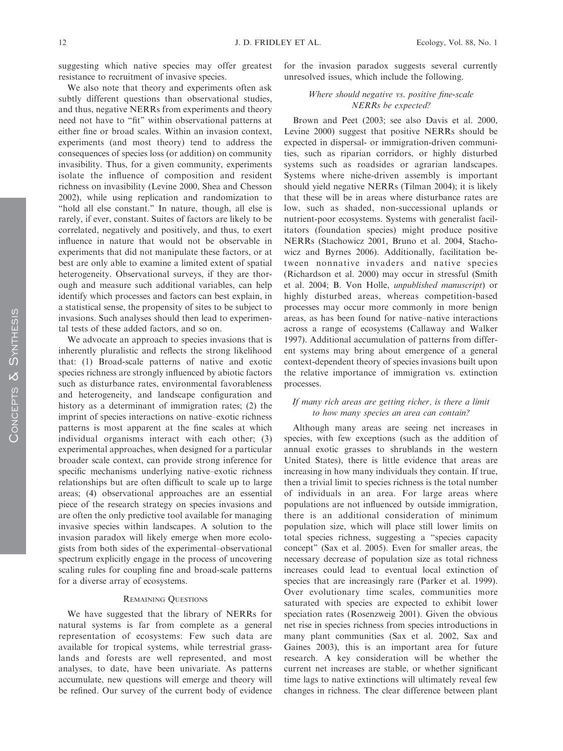suggesting which native species may offer greatest resistance to recruitment of invasive species.

We also note that theory and experiments often ask subtly different questions than observational studies, and thus, negative NERRs from experiments and theory need not have to "fit" within observational patterns at either fine or broad scales. Within an invasion context, experiments (and most theory) tend to address the consequences of species loss (or addition) on community invasibility. Thus, for a given community, experiments isolate the influence of composition and resident richness on invasibility (Levine 2000, Shea and Chesson 2002), while using replication and randomization to "hold all else constant." In nature, though, all else is rarely, if ever, constant. Suites of factors are likely to be correlated, negatively and positively, and thus, to exert influence in nature that would not be observable in experiments that did not manipulate these factors, or at best are only able to examine a limited extent of spatial heterogeneity. Observational surveys, if they are thorough and measure such additional variables, can help identify which processes and factors can best explain, in a statistical sense, the propensity of sites to be subject to invasions. Such analyses should then lead to experimental tests of these added factors, and so on.

We advocate an approach to species invasions that is inherently pluralistic and reflects the strong likelihood that: (1) Broad-scale patterns of native and exotic species richness are strongly influenced by abiotic factors such as disturbance rates, environmental favorableness and heterogeneity, and landscape configuration and history as a determinant of immigration rates; (2) the imprint of species interactions on native–exotic richness patterns is most apparent at the fine scales at which individual organisms interact with each other; (3) experimental approaches, when designed for a particular broader scale context, can provide strong inference for specific mechanisms underlying native–exotic richness relationships but are often difficult to scale up to large areas; (4) observational approaches are an essential piece of the research strategy on species invasions and are often the only predictive tool available for managing invasive species within landscapes. A solution to the invasion paradox will likely emerge when more ecologists from both sides of the experimental–observational spectrum explicitly engage in the process of uncovering scaling rules for coupling fine and broad-scale patterns for a diverse array of ecosystems.

## Remaining Questions

We have suggested that the library of NERRs for natural systems is far from complete as a general representation of ecosystems: Few such data are available for tropical systems, while terrestrial grasslands and forests are well represented, and most analyses, to date, have been univariate. As patterns accumulate, new questions will emerge and theory will be refined. Our survey of the current body of evidence for the invasion paradox suggests several currently unresolved issues, which include the following.

### *Where should negative vs. positive fine-scale NERRs be expected?*

Brown and Peet (2003; see also Davis et al. 2000, Levine 2000) suggest that positive NERRs should be expected in dispersal- or immigration-driven communities, such as riparian corridors, or highly disturbed systems such as roadsides or agrarian landscapes. Systems where niche-driven assembly is important should yield negative NERRs (Tilman 2004); it is likely that these will be in areas where disturbance rates are low, such as shaded, non-successional uplands or nutrient-poor ecosystems. Systems with generalist facilitators (foundation species) might produce positive NERRs (Stachowicz 2001, Bruno et al. 2004, Stachowicz and Byrnes 2006). Additionally, facilitation between nonnative invaders and native species (Richardson et al. 2000) may occur in stressful (Smith et al. 2004; B. Von Holle, *unpublished manuscript*) or highly disturbed areas, whereas competition-based processes may occur more commonly in more benign areas, as has been found for native–native interactions across a range of ecosystems (Callaway and Walker 1997). Additional accumulation of patterns from different systems may bring about emergence of a general context-dependent theory of species invasions built upon the relative importance of immigration vs. extinction processes.

### *If many rich areas are getting richer, is there a limit to how many species an area can contain?*

Although many areas are seeing net increases in species, with few exceptions (such as the addition of annual exotic grasses to shrublands in the western United States), there is little evidence that areas are increasing in how many individuals they contain. If true, then a trivial limit to species richness is the total number of individuals in an area. For large areas where populations are not influenced by outside immigration, there is an additional consideration of minimum population size, which will place still lower limits on total species richness, suggesting a "species capacity concept" (Sax et al. 2005). Even for smaller areas, the necessary decrease of population size as total richness increases could lead to eventual local extinction of species that are increasingly rare (Parker et al. 1999). Over evolutionary time scales, communities more saturated with species are expected to exhibit lower speciation rates (Rosenzweig 2001). Given the obvious net rise in species richness from species introductions in many plant communities (Sax et al. 2002, Sax and Gaines 2003), this is an important area for future research. A key consideration will be whether the current net increases are stable, or whether significant time lags to native extinctions will ultimately reveal few changes in richness. The clear difference between plant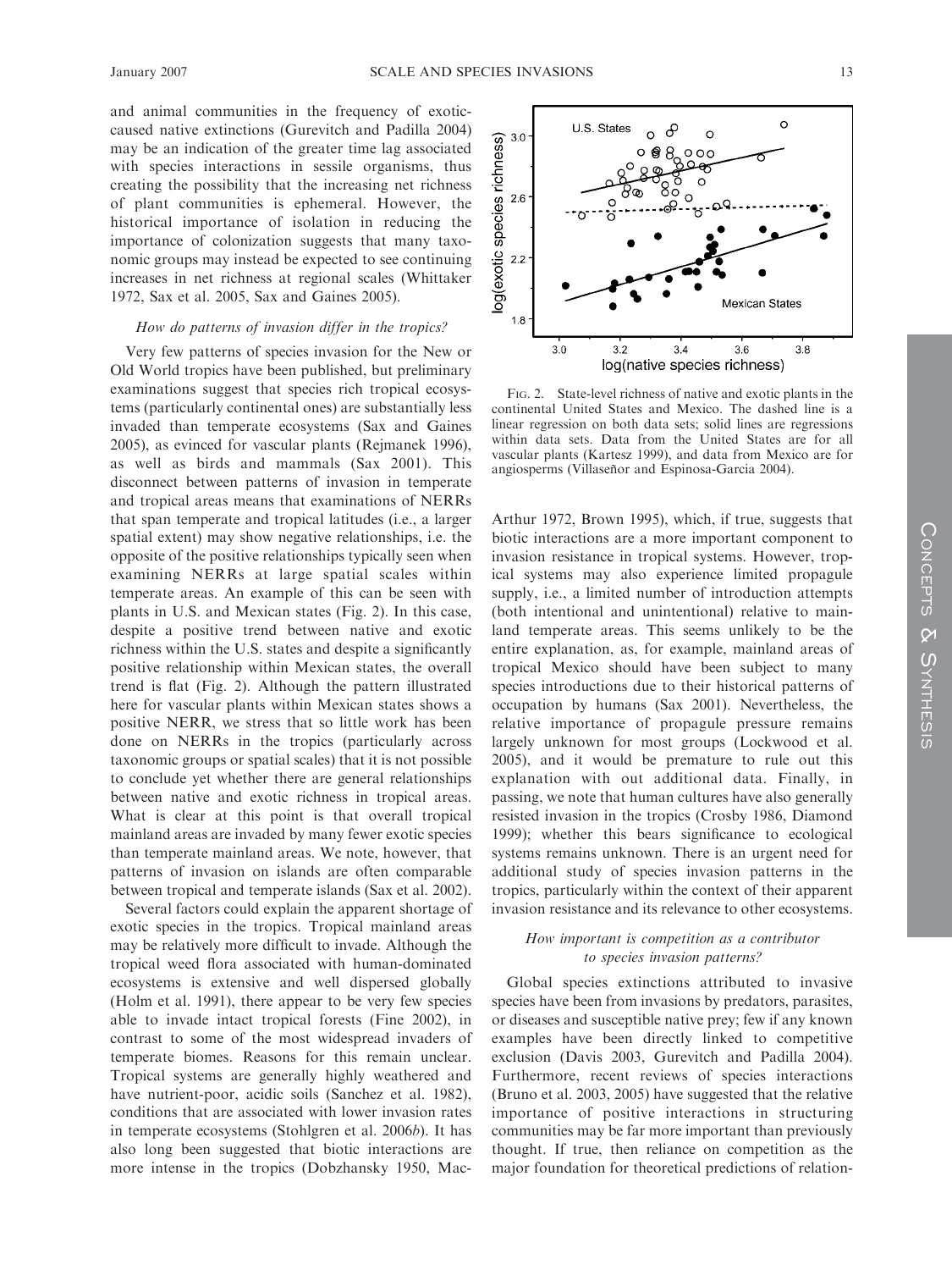and animal communities in the frequency of exotic-caused native extinctions (Gurevitch and Padilla 2004) may be an indication of the greater time lag associated with species interactions in sessile organisms, thus creating the possibility that the increasing net richness of plant communities is ephemeral. However, the historical importance of isolation in reducing the importance of colonization suggests that many taxonomic groups may instead be expected to see continuing increases in net richness at regional scales (Whittaker 1972, Sax et al. 2005, Sax and Gaines 2005).

### *How do patterns of invasion differ in the tropics?*

Very few patterns of species invasion for the New or Old World tropics have been published, but preliminary examinations suggest that species rich tropical ecosystems (particularly continental ones) are substantially less invaded than temperate ecosystems (Sax and Gaines 2005), as evinced for vascular plants (Rejmanek 1996), as well as birds and mammals (Sax 2001). This disconnect between patterns of invasion in temperate and tropical areas means that examinations of NERRs that span temperate and tropical latitudes (i.e., a larger spatial extent) may show negative relationships, i.e. the opposite of the positive relationships typically seen when examining NERRs at large spatial scales within temperate areas. An example of this can be seen with plants in U.S. and Mexican states (Fig. 2). In this case, despite a positive trend between native and exotic richness within the U.S. states and despite a significantly positive relationship within Mexican states, the overall trend is flat (Fig. 2). Although the pattern illustrated here for vascular plants within Mexican states shows a positive NERR, we stress that so little work has been done on NERRs in the tropics (particularly across taxonomic groups or spatial scales) that it is not possible to conclude yet whether there are general relationships between native and exotic richness in tropical areas. What is clear at this point is that overall tropical mainland areas are invaded by many fewer exotic species than temperate mainland areas. We note, however, that patterns of invasion on islands are often comparable between tropical and temperate islands (Sax et al. 2002).

Several factors could explain the apparent shortage of exotic species in the tropics. Tropical mainland areas may be relatively more difficult to invade. Although the tropical weed flora associated with human-dominated ecosystems is extensive and well dispersed globally (Holm et al. 1991), there appear to be very few species able to invade intact tropical forests (Fine 2002), in contrast to some of the most widespread invaders of temperate biomes. Reasons for this remain unclear. Tropical systems are generally highly weathered and have nutrient-poor, acidic soils (Sanchez et al. 1982), conditions that are associated with lower invasion rates in temperate ecosystems (Stohlgren et al. 2006b). It has also long been suggested that biotic interactions are more intense in the tropics (Dobzhansky 1950, MacArthur 1972, Brown 1995), which, if true, suggests that biotic interactions are a more important component to invasion resistance in tropical systems. However, tropical systems may also experience limited propagule supply, i.e., a limited number of introduction attempts (both intentional and unintentional) relative to mainland temperate areas. This seems unlikely to be the entire explanation, as, for example, mainland areas of tropical Mexico should have been subject to many species introductions due to their historical patterns of occupation by humans (Sax 2001). Nevertheless, the relative importance of propagule pressure remains largely unknown for most groups (Lockwood et al. 2005), and it would be premature to rule out this explanation with out additional data. Finally, in passing, we note that human cultures have also generally resisted invasion in the tropics (Crosby 1986, Diamond 1999); whether this bears significance to ecological systems remains unknown. There is an urgent need for additional study of species invasion patterns in the tropics, particularly within the context of their apparent invasion resistance and its relevance to other ecosystems.

FIG. 2. State-level richness of native and exotic plants in the continental United States and Mexico. The dashed line is a linear regression on both data sets; solid lines are regressions within data sets. Data from the United States are for all vascular plants (Kartesz 1999), and data from Mexico are for angiosperms (Villaseñor and Espinosa-Garcia 2004).

### *How important is competition as a contributor to species invasion patterns?*

Global species extinctions attributed to invasive species have been from invasions by predators, parasites, or diseases and susceptible native prey; few if any known examples have been directly linked to competitive exclusion (Davis 2003, Gurevitch and Padilla 2004). Furthermore, recent reviews of species interactions (Bruno et al. 2003, 2005) have suggested that the relative importance of positive interactions in structuring communities may be far more important than previously thought. If true, then reliance on competition as the major foundation for theoretical predictions of relation-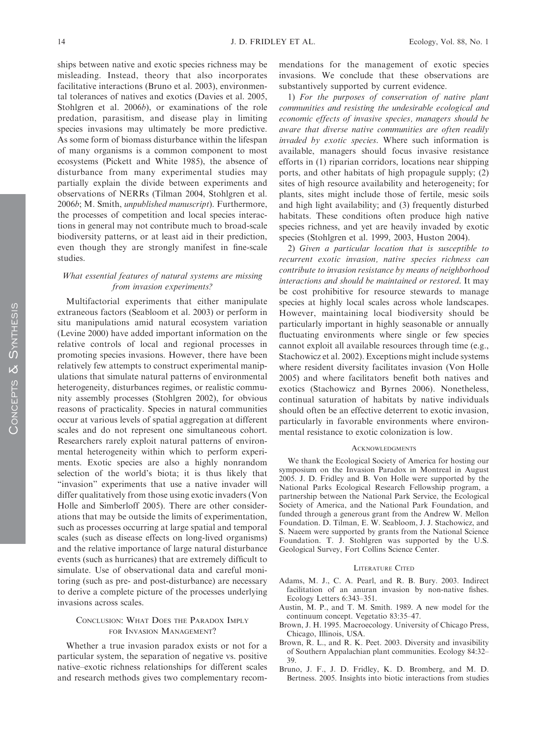ships between native and exotic species richness may be misleading. Instead, theory that also incorporates facilitative interactions (Bruno et al. 2003), environmental tolerances of natives and exotics (Davies et al. 2005, Stohlgren et al. 2006*b*), or examinations of the role predation, parasitism, and disease play in limiting species invasions may ultimately be more predictive. As some form of biomass disturbance within the lifespan of many organisms is a common component to most ecosystems (Pickett and White 1985), the absence of disturbance from many experimental studies may partially explain the divide between experiments and observations of NERRs (Tilman 2004, Stohlgren et al. 2006*b*; M. Smith, *unpublished manuscript*). Furthermore, the processes of competition and local species interactions in general may not contribute much to broad-scale biodiversity patterns, or at least aid in their prediction, even though they are strongly manifest in fine-scale studies.

### *What essential features of natural systems are missing from invasion experiments?*

Multifactorial experiments that either manipulate extraneous factors (Seabloom et al. 2003) or perform in situ manipulations amid natural ecosystem variation (Levine 2000) have added important information on the relative controls of local and regional processes in promoting species invasions. However, there have been relatively few attempts to construct experimental manipulations that simulate natural patterns of environmental heterogeneity, disturbances regimes, or realistic community assembly processes (Stohlgren 2002), for obvious reasons of practicality. Species in natural communities occur at various levels of spatial aggregation at different scales and do not represent one simultaneous cohort. Researchers rarely exploit natural patterns of environmental heterogeneity within which to perform experiments. Exotic species are also a highly nonrandom selection of the world's biota; it is thus likely that "invasion" experiments that use a native invader will differ qualitatively from those using exotic invaders (Von Holle and Simberloff 2005). There are other considerations that may be outside the limits of experimentation, such as processes occurring at large spatial and temporal scales (such as disease effects on long-lived organisms) and the relative importance of large natural disturbance events (such as hurricanes) that are extremely difficult to simulate. Use of observational data and careful monitoring (such as pre- and post-disturbance) are necessary to derive a complete picture of the processes underlying invasions across scales.

## Conclusion: What Does the Paradox Imply for Invasion Management?

Whether a true invasion paradox exists or not for a particular system, the separation of negative vs. positive native–exotic richness relationships for different scales and research methods gives two complementary recommendations for the management of exotic species invasions. We conclude that these observations are substantively supported by current evidence.

1) *For the purposes of conservation of native plant communities and resisting the undesirable ecological and economic effects of invasive species, managers should be aware that diverse native communities are often readily invaded by exotic species.* Where such information is available, managers should focus invasive resistance efforts in (1) riparian corridors, locations near shipping ports, and other habitats of high propagule supply; (2) sites of high resource availability and heterogeneity; for plants, sites might include those of fertile, mesic soils and high light availability; and (3) frequently disturbed habitats. These conditions often produce high native species richness, and yet are heavily invaded by exotic species (Stohlgren et al. 1999, 2003, Huston 2004).

2) *Given a particular location that is susceptible to recurrent exotic invasion, native species richness can contribute to invasion resistance by means of neighborhood interactions and should be maintained or restored.* It may be cost prohibitive for resource stewards to manage species at highly local scales across whole landscapes. However, maintaining local biodiversity should be particularly important in highly seasonable or annually fluctuating environments where single or few species cannot exploit all available resources through time (e.g., Stachowicz et al. 2002). Exceptions might include systems where resident diversity facilitates invasion (Von Holle 2005) and where facilitators benefit both natives and exotics (Stachowicz and Byrnes 2006). Nonetheless, continual saturation of habitats by native individuals should often be an effective deterrent to exotic invasion, particularly in favorable environments where environmental resistance to exotic colonization is low.

## Acknowledgments

We thank the Ecological Society of America for hosting our symposium on the Invasion Paradox in Montreal in August 2005. J. D. Fridley and B. Von Holle were supported by the National Parks Ecological Research Fellowship program, a partnership between the National Park Service, the Ecological Society of America, and the National Park Foundation, and funded through a generous grant from the Andrew W. Mellon Foundation. D. Tilman, E. W. Seabloom, J. J. Stachowicz, and S. Naeem were supported by grants from the National Science Foundation. T. J. Stohlgren was supported by the U.S. Geological Survey, Fort Collins Science Center.

## Literature Cited

Adams, M. J., C. A. Pearl, and R. B. Bury. 2003. Indirect facilitation of an anuran invasion by non-native fishes. Ecology Letters 6:343–351.

Austin, M. P., and T. M. Smith. 1989. A new model for the continuum concept. Vegetatio 83:35–47.

Brown, J. H. 1995. Macroecology. University of Chicago Press, Chicago, Illinois, USA.

Brown, R. L., and R. K. Peet. 2003. Diversity and invasibility of Southern Appalachian plant communities. Ecology 84:32–39.

Bruno, J. F., J. D. Fridley, K. D. Bromberg, and M. D. Bertness. 2005. Insights into biotic interactions from studies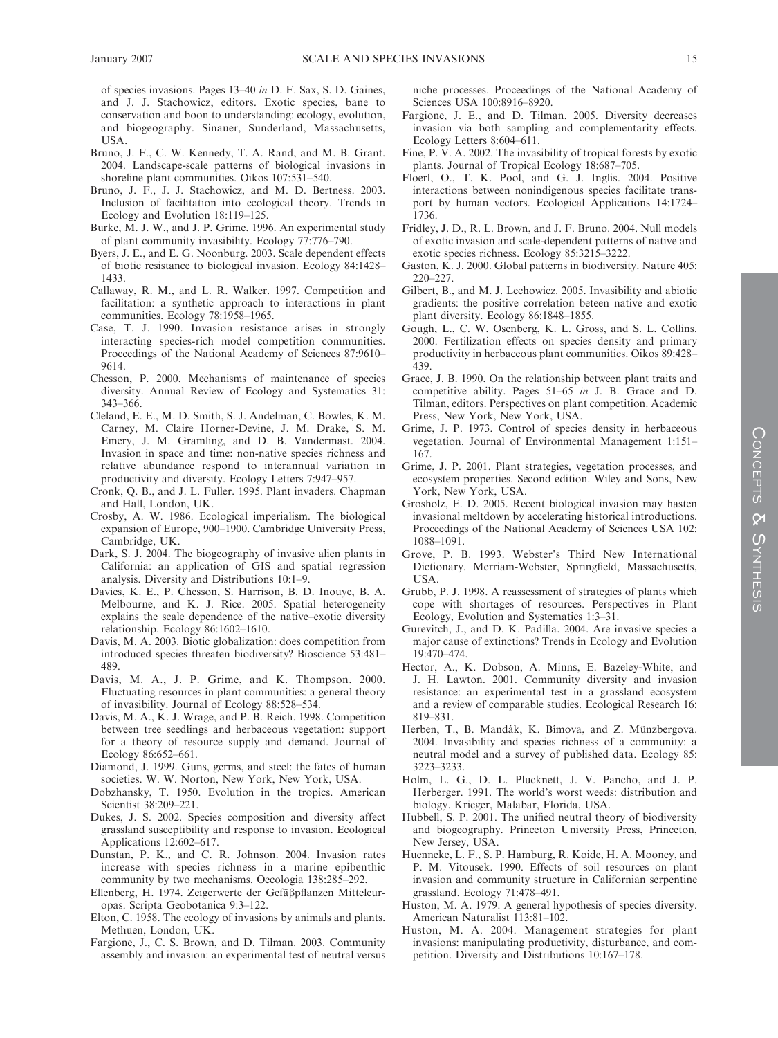of species invasions. Pages 13–40 *in* D. F. Sax, S. D. Gaines, and J. J. Stachowicz, editors. Exotic species, bane to conservation and boon to understanding: ecology, evolution, and biogeography. Sinauer, Sunderland, Massachusetts, USA.

Bruno, J. F., C. W. Kennedy, T. A. Rand, and M. B. Grant. 2004. Landscape-scale patterns of biological invasions in shoreline plant communities. Oikos 107:531–540.

Bruno, J. F., J. J. Stachowicz, and M. D. Bertness. 2003. Inclusion of facilitation into ecological theory. Trends in Ecology and Evolution 18:119–125.

Burke, M. J. W., and J. P. Grime. 1996. An experimental study of plant community invasibility. Ecology 77:776–790.

Byers, J. E., and E. G. Noonburg. 2003. Scale dependent effects of biotic resistance to biological invasion. Ecology 84:1428–1433.

Callaway, R. M., and L. R. Walker. 1997. Competition and facilitation: a synthetic approach to interactions in plant communities. Ecology 78:1958–1965.

Case, T. J. 1990. Invasion resistance arises in strongly interacting species-rich model competition communities. Proceedings of the National Academy of Sciences 87:9610–9614.

Chesson, P. 2000. Mechanisms of maintenance of species diversity. Annual Review of Ecology and Systematics 31: 343–366.

Cleland, E. E., M. D. Smith, S. J. Andelman, C. Bowles, K. M. Carney, M. Claire Horner-Devine, J. M. Drake, S. M. Emery, J. M. Gramling, and D. B. Vandermast. 2004. Invasion in space and time: non-native species richness and relative abundance respond to interannual variation in productivity and diversity. Ecology Letters 7:947–957.

Cronk, Q. B., and J. L. Fuller. 1995. Plant invaders. Chapman and Hall, London, UK.

Crosby, A. W. 1986. Ecological imperialism. The biological expansion of Europe, 900–1900. Cambridge University Press, Cambridge, UK.

Dark, S. J. 2004. The biogeography of invasive alien plants in California: an application of GIS and spatial regression analysis. Diversity and Distributions 10:1–9.

Davies, K. E., P. Chesson, S. Harrison, B. D. Inouye, B. A. Melbourne, and K. J. Rice. 2005. Spatial heterogeneity explains the scale dependence of the native–exotic diversity relationship. Ecology 86:1602–1610.

Davis, M. A. 2003. Biotic globalization: does competition from introduced species threaten biodiversity? Bioscience 53:481–489.

Davis, M. A., J. P. Grime, and K. Thompson. 2000. Fluctuating resources in plant communities: a general theory of invasibility. Journal of Ecology 88:528–534.

Davis, M. A., K. J. Wrage, and P. B. Reich. 1998. Competition between tree seedlings and herbaceous vegetation: support for a theory of resource supply and demand. Journal of Ecology 86:652–661.

Diamond, J. 1999. Guns, germs, and steel: the fates of human societies. W. W. Norton, New York, New York, USA.

Dobzhansky, T. 1950. Evolution in the tropics. American Scientist 38:209–221.

Dukes, J. S. 2002. Species composition and diversity affect grassland susceptibility and response to invasion. Ecological Applications 12:602–617.

Dunstan, P. K., and C. R. Johnson. 2004. Invasion rates increase with species richness in a marine epibenthic community by two mechanisms. Oecologia 138:285–292.

Ellenberg, H. 1974. Zeigerwerte der Gefäßpflanzen Mitteleuropas. Scripta Geobotanica 9:3–122.

Elton, C. 1958. The ecology of invasions by animals and plants. Methuen, London, UK.

Fargione, J., C. S. Brown, and D. Tilman. 2003. Community assembly and invasion: an experimental test of neutral versus niche processes. Proceedings of the National Academy of Sciences USA 100:8916–8920.

Fargione, J. E., and D. Tilman. 2005. Diversity decreases invasion via both sampling and complementarity effects. Ecology Letters 8:604–611.

Fine, P. V. A. 2002. The invasibility of tropical forests by exotic plants. Journal of Tropical Ecology 18:687–705.

Floerl, O., T. K. Pool, and G. J. Inglis. 2004. Positive interactions between nonindigenous species facilitate transport by human vectors. Ecological Applications 14:1724–1736.

Fridley, J. D., R. L. Brown, and J. F. Bruno. 2004. Null models of exotic invasion and scale-dependent patterns of native and exotic species richness. Ecology 85:3215–3222.

Gaston, K. J. 2000. Global patterns in biodiversity. Nature 405: 220–227.

Gilbert, B., and M. J. Lechowicz. 2005. Invasibility and abiotic gradients: the positive correlation beteen native and exotic plant diversity. Ecology 86:1848–1855.

Gough, L., C. W. Osenberg, K. L. Gross, and S. L. Collins. 2000. Fertilization effects on species density and primary productivity in herbaceous plant communities. Oikos 89:428–439.

Grace, J. B. 1990. On the relationship between plant traits and competitive ability. Pages 51–65 *in* J. B. Grace and D. Tilman, editors. Perspectives on plant competition. Academic Press, New York, New York, USA.

Grime, J. P. 1973. Control of species density in herbaceous vegetation. Journal of Environmental Management 1:151–167.

Grime, J. P. 2001. Plant strategies, vegetation processes, and ecosystem properties. Second edition. Wiley and Sons, New York, New York, USA.

Grosholz, E. D. 2005. Recent biological invasion may hasten invasional meltdown by accelerating historical introductions. Proceedings of the National Academy of Sciences USA 102: 1088–1091.

Grove, P. B. 1993. Webster's Third New International Dictionary. Merriam-Webster, Springfield, Massachusetts, USA.

Grubb, P. J. 1998. A reassessment of strategies of plants which cope with shortages of resources. Perspectives in Plant Ecology, Evolution and Systematics 1:3–31.

Gurevitch, J., and D. K. Padilla. 2004. Are invasive species a major cause of extinctions? Trends in Ecology and Evolution 19:470–474.

Hector, A., K. Dobson, A. Minns, E. Bazeley-White, and J. H. Lawton. 2001. Community diversity and invasion resistance: an experimental test in a grassland ecosystem and a review of comparable studies. Ecological Research 16: 819–831.

Herben, T., B. Mandák, K. Bímova, and Z. Münzbergova. 2004. Invasibility and species richness of a community: a neutral model and a survey of published data. Ecology 85: 3223–3233.

Holm, L. G., D. L. Plucknett, J. V. Pancho, and J. P. Herberger. 1991. The world's worst weeds: distribution and biology. Krieger, Malabar, Florida, USA.

Hubbell, S. P. 2001. The unified neutral theory of biodiversity and biogeography. Princeton University Press, Princeton, New Jersey, USA.

Huenneke, L. F., S. P. Hamburg, R. Koide, H. A. Mooney, and P. M. Vitousek. 1990. Effects of soil resources on plant invasion and community structure in Californian serpentine grassland. Ecology 71:478–491.

Huston, M. A. 1979. A general hypothesis of species diversity. American Naturalist 113:81–102.

Huston, M. A. 2004. Management strategies for plant invasions: manipulating productivity, disturbance, and competition. Diversity and Distributions 10:167–178.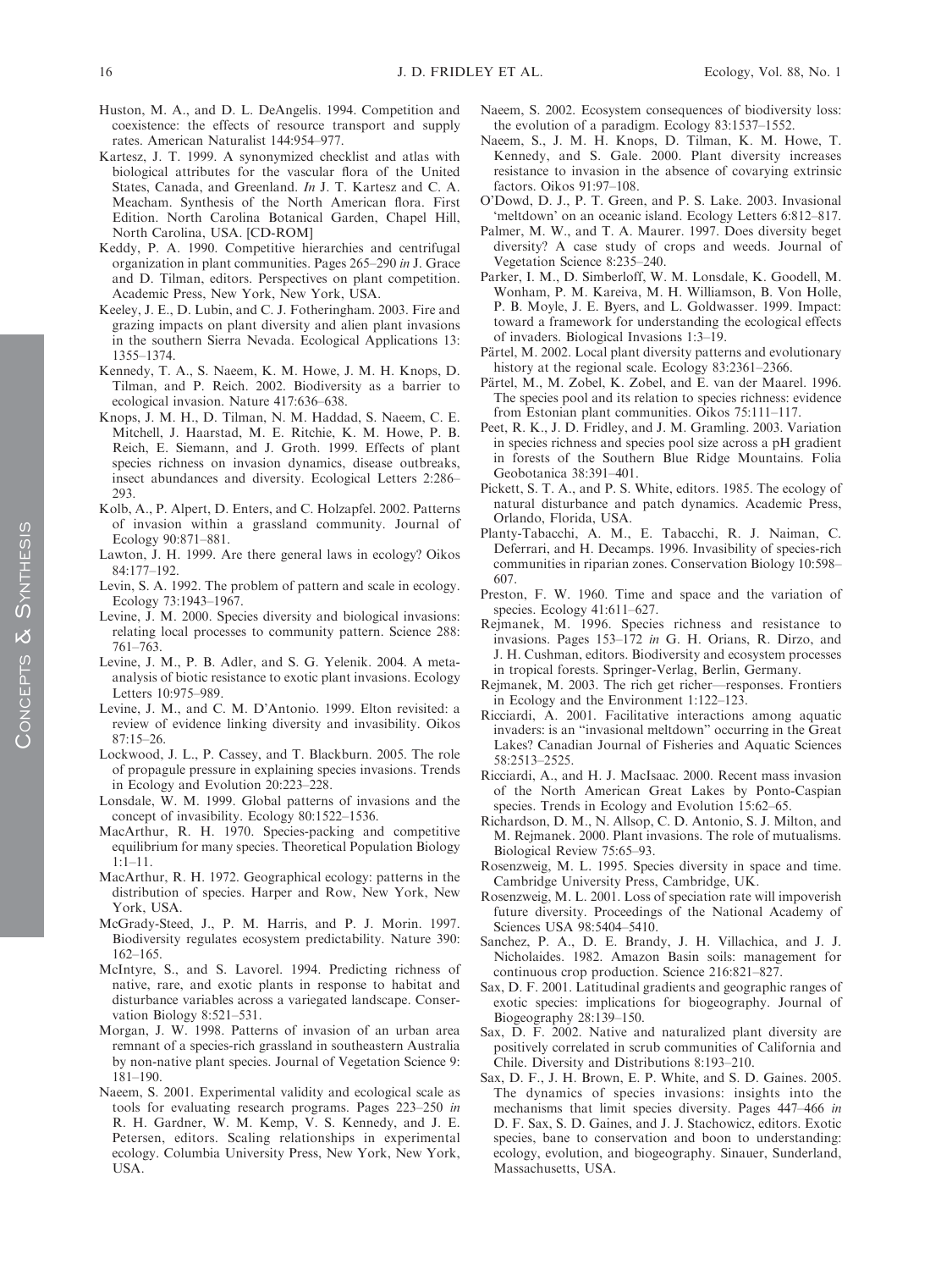Huston, M. A., and D. L. DeAngelis. 1994. Competition and coexistence: the effects of resource transport and supply rates. American Naturalist 144:954–977.

Kartesz, J. T. 1999. A synonymized checklist and atlas with biological attributes for the vascular flora of the United States, Canada, and Greenland. *In* J. T. Kartesz and C. A. Meacham. Synthesis of the North American flora. First Edition. North Carolina Botanical Garden, Chapel Hill, North Carolina, USA. [CD-ROM]

Keddy, P. A. 1990. Competitive hierarchies and centrifugal organization in plant communities. Pages 265–290 *in* J. Grace and D. Tilman, editors. Perspectives on plant competition. Academic Press, New York, New York, USA.

Keeley, J. E., D. Lubin, and C. J. Fotheringham. 2003. Fire and grazing impacts on plant diversity and alien plant invasions in the southern Sierra Nevada. Ecological Applications 13: 1355–1374.

Kennedy, T. A., S. Naeem, K. M. Howe, J. M. H. Knops, D. Tilman, and P. Reich. 2002. Biodiversity as a barrier to ecological invasion. Nature 417:636–638.

Knops, J. M. H., D. Tilman, N. M. Haddad, S. Naeem, C. E. Mitchell, J. Haarstad, M. E. Ritchie, K. M. Howe, P. B. Reich, E. Siemann, and J. Groth. 1999. Effects of plant species richness on invasion dynamics, disease outbreaks, insect abundances and diversity. Ecological Letters 2:286–293.

Kolb, A., P. Alpert, D. Enters, and C. Holzapfel. 2002. Patterns of invasion within a grassland community. Journal of Ecology 90:871–881.

Lawton, J. H. 1999. Are there general laws in ecology? Oikos 84:177–192.

Levin, S. A. 1992. The problem of pattern and scale in ecology. Ecology 73:1943–1967.

Levine, J. M. 2000. Species diversity and biological invasions: relating local processes to community pattern. Science 288: 761–763.

Levine, J. M., P. B. Adler, and S. G. Yelenik. 2004. A meta-analysis of biotic resistance to exotic plant invasions. Ecology Letters 10:975–989.

Levine, J. M., and C. M. D'Antonio. 1999. Elton revisited: a review of evidence linking diversity and invasibility. Oikos 87:15–26.

Lockwood, J. L., P. Cassey, and T. Blackburn. 2005. The role of propagule pressure in explaining species invasions. Trends in Ecology and Evolution 20:223–228.

Lonsdale, W. M. 1999. Global patterns of invasions and the concept of invasibility. Ecology 80:1522–1536.

MacArthur, R. H. 1970. Species-packing and competitive equilibrium for many species. Theoretical Population Biology 1:1–11.

MacArthur, R. H. 1972. Geographical ecology: patterns in the distribution of species. Harper and Row, New York, New York, USA.

McGrady-Steed, J., P. M. Harris, and P. J. Morin. 1997. Biodiversity regulates ecosystem predictability. Nature 390: 162–165.

McIntyre, S., and S. Lavorel. 1994. Predicting richness of native, rare, and exotic plants in response to habitat and disturbance variables across a variegated landscape. Conservation Biology 8:521–531.

Morgan, J. W. 1998. Patterns of invasion of an urban area remnant of a species-rich grassland in southeastern Australia by non-native plant species. Journal of Vegetation Science 9: 181–190.

Naeem, S. 2001. Experimental validity and ecological scale as tools for evaluating research programs. Pages 223–250 *in* R. H. Gardner, W. M. Kemp, V. S. Kennedy, and J. E. Petersen, editors. Scaling relationships in experimental ecology. Columbia University Press, New York, New York, USA.

Naeem, S. 2002. Ecosystem consequences of biodiversity loss: the evolution of a paradigm. Ecology 83:1537–1552.

Naeem, S., J. M. H. Knops, D. Tilman, K. M. Howe, T. Kennedy, and S. Gale. 2000. Plant diversity increases resistance to invasion in the absence of covarying extrinsic factors. Oikos 91:97–108.

O'Dowd, D. J., P. T. Green, and P. S. Lake. 2003. Invasional 'meltdown' on an oceanic island. Ecology Letters 6:812–817.

Palmer, M. W., and T. A. Maurer. 1997. Does diversity beget diversity? A case study of crops and weeds. Journal of Vegetation Science 8:235–240.

Parker, I. M., D. Simberloff, W. M. Lonsdale, K. Goodell, M. Wonham, P. M. Kareiva, M. H. Williamson, B. Von Holle, P. B. Moyle, J. E. Byers, and L. Goldwasser. 1999. Impact: toward a framework for understanding the ecological effects of invaders. Biological Invasions 1:3–19.

Pärtel, M. 2002. Local plant diversity patterns and evolutionary history at the regional scale. Ecology 83:2361–2366.

Pärtel, M., M. Zobel, K. Zobel, and E. van der Maarel. 1996. The species pool and its relation to species richness: evidence from Estonian plant communities. Oikos 75:111–117.

Peet, R. K., J. D. Fridley, and J. M. Gramling. 2003. Variation in species richness and species pool size across a pH gradient in forests of the Southern Blue Ridge Mountains. Folia Geobotanica 38:391–401.

Pickett, S. T. A., and P. S. White, editors. 1985. The ecology of natural disturbance and patch dynamics. Academic Press, Orlando, Florida, USA.

Planty-Tabacchi, A. M., E. Tabacchi, R. J. Naiman, C. Deferrari, and H. Decamps. 1996. Invasibility of species-rich communities in riparian zones. Conservation Biology 10:598–607.

Preston, F. W. 1960. Time and space and the variation of species. Ecology 41:611–627.

Rejmanek, M. 1996. Species richness and resistance to invasions. Pages 153–172 *in* G. H. Orians, R. Dirzo, and J. H. Cushman, editors. Biodiversity and ecosystem processes in tropical forests. Springer-Verlag, Berlin, Germany.

Rejmanek, M. 2003. The rich get richer—responses. Frontiers in Ecology and the Environment 1:122–123.

Ricciardi, A. 2001. Facilitative interactions among aquatic invaders: is an "invasional meltdown" occurring in the Great Lakes? Canadian Journal of Fisheries and Aquatic Sciences 58:2513–2525.

Ricciardi, A., and H. J. MacIsaac. 2000. Recent mass invasion of the North American Great Lakes by Ponto-Caspian species. Trends in Ecology and Evolution 15:62–65.

Richardson, D. M., N. Allsop, C. D. Antonio, S. J. Milton, and M. Rejmanek. 2000. Plant invasions. The role of mutualisms. Biological Review 75:65–93.

Rosenzweig, M. L. 1995. Species diversity in space and time. Cambridge University Press, Cambridge, UK.

Rosenzweig, M. L. 2001. Loss of speciation rate will impoverish future diversity. Proceedings of the National Academy of Sciences USA 98:5404–5410.

Sanchez, P. A., D. E. Brandy, J. H. Villachica, and J. J. Nicholaides. 1982. Amazon Basin soils: management for continuous crop production. Science 216:821–827.

Sax, D. F. 2001. Latitudinal gradients and geographic ranges of exotic species: implications for biogeography. Journal of Biogeography 28:139–150.

Sax, D. F. 2002. Native and naturalized plant diversity are positively correlated in scrub communities of California and Chile. Diversity and Distributions 8:193–210.

Sax, D. F., J. H. Brown, E. P. White, and S. D. Gaines. 2005. The dynamics of species invasions: insights into the mechanisms that limit species diversity. Pages 447–466 *in* D. F. Sax, S. D. Gaines, and J. J. Stachowicz, editors. Exotic species, bane to conservation and boon to understanding: ecology, evolution, and biogeography. Sinauer, Sunderland, Massachusetts, USA.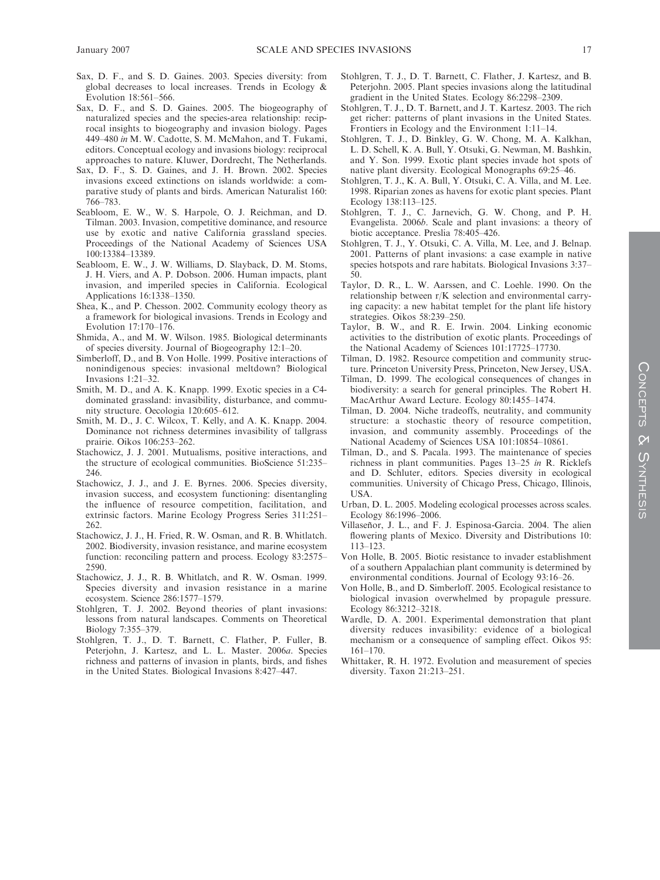Sax, D. F., and S. D. Gaines. 2003. Species diversity: from global decreases to local increases. Trends in Ecology & Evolution 18:561–566.

Sax, D. F., and S. D. Gaines. 2005. The biogeography of naturalized species and the species-area relationship: reciprocal insights to biogeography and invasion biology. Pages 449–480 *in* M. W. Cadotte, S. M. McMahon, and T. Fukami, editors. Conceptual ecology and invasions biology: reciprocal approaches to nature. Kluwer, Dordrecht, The Netherlands.

Sax, D. F., S. D. Gaines, and J. H. Brown. 2002. Species invasions exceed extinctions on islands worldwide: a comparative study of plants and birds. American Naturalist 160: 766–783.

Seabloom, E. W., W. S. Harpole, O. J. Reichman, and D. Tilman. 2003. Invasion, competitive dominance, and resource use by exotic and native California grassland species. Proceedings of the National Academy of Sciences USA 100:13384–13389.

Seabloom, E. W., J. W. Williams, D. Slayback, D. M. Stoms, J. H. Viers, and A. P. Dobson. 2006. Human impacts, plant invasion, and imperiled species in California. Ecological Applications 16:1338–1350.

Shea, K., and P. Chesson. 2002. Community ecology theory as a framework for biological invasions. Trends in Ecology and Evolution 17:170–176.

Shmida, A., and M. W. Wilson. 1985. Biological determinants of species diversity. Journal of Biogeography 12:1–20.

Simberloff, D., and B. Von Holle. 1999. Positive interactions of nonindigenous species: invasional meltdown? Biological Invasions 1:21–32.

Smith, M. D., and A. K. Knapp. 1999. Exotic species in a C4-dominated grassland: invasibility, disturbance, and community structure. Oecologia 120:605–612.

Smith, M. D., J. C. Wilcox, T. Kelly, and A. K. Knapp. 2004. Dominance not richness determines invasibility of tallgrass prairie. Oikos 106:253–262.

Stachowicz, J. J. 2001. Mutualisms, positive interactions, and the structure of ecological communities. BioScience 51:235–246.

Stachowicz, J. J., and J. E. Byrnes. 2006. Species diversity, invasion success, and ecosystem functioning: disentangling the influence of resource competition, facilitation, and extrinsic factors. Marine Ecology Progress Series 311:251–262.

Stachowicz, J. J., H. Fried, R. W. Osman, and R. B. Whitlatch. 2002. Biodiversity, invasion resistance, and marine ecosystem function: reconciling pattern and process. Ecology 83:2575–2590.

Stachowicz, J. J., R. B. Whitlatch, and R. W. Osman. 1999. Species diversity and invasion resistance in a marine ecosystem. Science 286:1577–1579.

Stohlgren, T. J. 2002. Beyond theories of plant invasions: lessons from natural landscapes. Comments on Theoretical Biology 7:355–379.

Stohlgren, T. J., D. T. Barnett, C. Flather, P. Fuller, B. Peterjohn, J. Kartesz, and L. L. Master. 2006*a*. Species richness and patterns of invasion in plants, birds, and fishes in the United States. Biological Invasions 8:427–447.

Stohlgren, T. J., D. T. Barnett, C. Flather, J. Kartesz, and B. Peterjohn. 2005. Plant species invasions along the latitudinal gradient in the United States. Ecology 86:2298–2309.

Stohlgren, T. J., D. T. Barnett, and J. T. Kartesz. 2003. The rich get richer: patterns of plant invasions in the United States. Frontiers in Ecology and the Environment 1:11–14.

Stohlgren, T. J., D. Binkley, G. W. Chong, M. A. Kalkhan, L. D. Schell, K. A. Bull, Y. Otsuki, G. Newman, M. Bashkin, and Y. Son. 1999. Exotic plant species invade hot spots of native plant diversity. Ecological Monographs 69:25–46.

Stohlgren, T. J., K. A. Bull, Y. Otsuki, C. A. Villa, and M. Lee. 1998. Riparian zones as havens for exotic plant species. Plant Ecology 138:113–125.

Stohlgren, T. J., C. Jarnevich, G. W. Chong, and P. H. Evangelista. 2006*b*. Scale and plant invasions: a theory of biotic acceptance. Preslia 78:405–426.

Stohlgren, T. J., Y. Otsuki, C. A. Villa, M. Lee, and J. Belnap. 2001. Patterns of plant invasions: a case example in native species hotspots and rare habitats. Biological Invasions 3:37–50.

Taylor, D. R., L. W. Aarssen, and C. Loehle. 1990. On the relationship between r/K selection and environmental carrying capacity: a new habitat templet for the plant life history strategies. Oikos 58:239–250.

Taylor, B. W., and R. E. Irwin. 2004. Linking economic activities to the distribution of exotic plants. Proceedings of the National Academy of Sciences 101:17725–17730.

Tilman, D. 1982. Resource competition and community structure. Princeton University Press, Princeton, New Jersey, USA.

Tilman, D. 1999. The ecological consequences of changes in biodiversity: a search for general principles. The Robert H. MacArthur Award Lecture. Ecology 80:1455–1474.

Tilman, D. 2004. Niche tradeoffs, neutrality, and community structure: a stochastic theory of resource competition, invasion, and community assembly. Proceedings of the National Academy of Sciences USA 101:10854–10861.

Tilman, D., and S. Pacala. 1993. The maintenance of species richness in plant communities. Pages 13–25 *in* R. Ricklefs and D. Schluter, editors. Species diversity in ecological communities. University of Chicago Press, Chicago, Illinois, USA.

Urban, D. L. 2005. Modeling ecological processes across scales. Ecology 86:1996–2006.

Villaseñor, J. L., and F. J. Espinosa-Garcia. 2004. The alien flowering plants of Mexico. Diversity and Distributions 10: 113–123.

Von Holle, B. 2005. Biotic resistance to invader establishment of a southern Appalachian plant community is determined by environmental conditions. Journal of Ecology 93:16–26.

Von Holle, B., and D. Simberloff. 2005. Ecological resistance to biological invasion overwhelmed by propagule pressure. Ecology 86:3212–3218.

Wardle, D. A. 2001. Experimental demonstration that plant diversity reduces invasibility: evidence of a biological mechanism or a consequence of sampling effect. Oikos 95: 161–170.

Whittaker, R. H. 1972. Evolution and measurement of species diversity. Taxon 21:213–251.